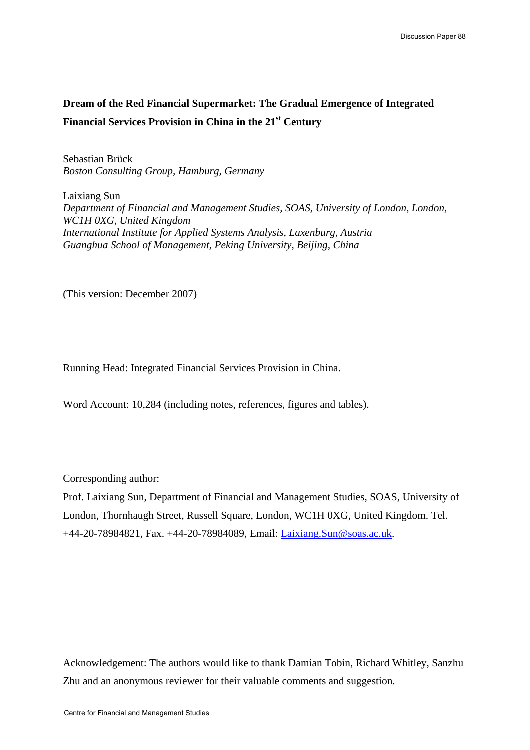# Dream of the Red Financial Supermarket: The Gradual Emergence of Integrated Financial Services Provision in China in the 21st Century

Sebastian Brück
*Boston Consulting Group, Hamburg, Germany*

Laixiang Sun
*Department of Financial and Management Studies, SOAS, University of London, London, WC1H 0XG, United Kingdom*
*International Institute for Applied Systems Analysis, Laxenburg, Austria*
*Guanghua School of Management, Peking University, Beijing, China*

(This version: December 2007)

Running Head: Integrated Financial Services Provision in China.

Word Account: 10,284 (including notes, references, figures and tables).

Corresponding author:

Prof. Laixiang Sun, Department of Financial and Management Studies, SOAS, University of London, Thornhaugh Street, Russell Square, London, WC1H 0XG, United Kingdom. Tel. +44-20-78984821, Fax. +44-20-78984089, Email: Laixiang.Sun@soas.ac.uk.

Acknowledgement: The authors would like to thank Damian Tobin, Richard Whitley, Sanzhu Zhu and an anonymous reviewer for their valuable comments and suggestion.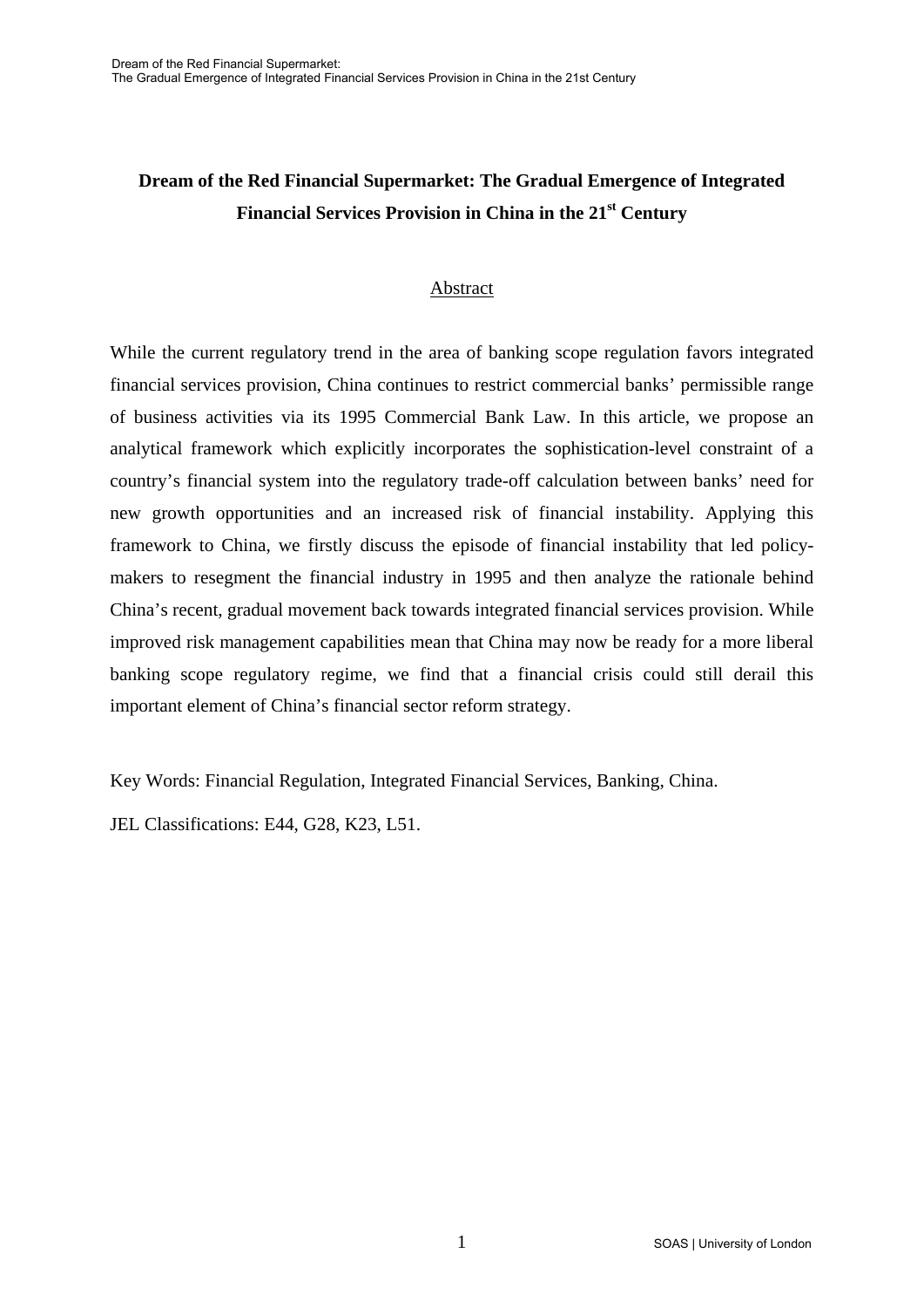# Dream of the Red Financial Supermarket: The Gradual Emergence of Integrated Financial Services Provision in China in the 21st Century

## Abstract

While the current regulatory trend in the area of banking scope regulation favors integrated financial services provision, China continues to restrict commercial banks' permissible range of business activities via its 1995 Commercial Bank Law. In this article, we propose an analytical framework which explicitly incorporates the sophistication-level constraint of a country's financial system into the regulatory trade-off calculation between banks' need for new growth opportunities and an increased risk of financial instability. Applying this framework to China, we firstly discuss the episode of financial instability that led policy-makers to resegment the financial industry in 1995 and then analyze the rationale behind China's recent, gradual movement back towards integrated financial services provision. While improved risk management capabilities mean that China may now be ready for a more liberal banking scope regulatory regime, we find that a financial crisis could still derail this important element of China's financial sector reform strategy.

Key Words: Financial Regulation, Integrated Financial Services, Banking, China.

JEL Classifications: E44, G28, K23, L51.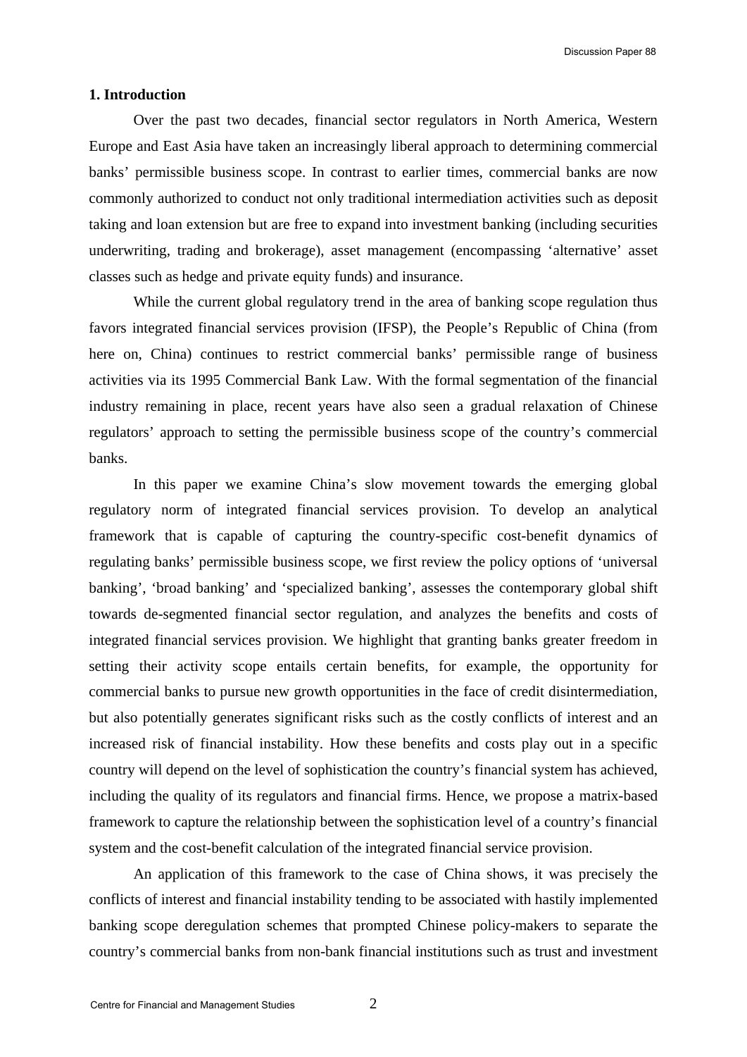## 1. Introduction

Over the past two decades, financial sector regulators in North America, Western Europe and East Asia have taken an increasingly liberal approach to determining commercial banks' permissible business scope. In contrast to earlier times, commercial banks are now commonly authorized to conduct not only traditional intermediation activities such as deposit taking and loan extension but are free to expand into investment banking (including securities underwriting, trading and brokerage), asset management (encompassing 'alternative' asset classes such as hedge and private equity funds) and insurance.

While the current global regulatory trend in the area of banking scope regulation thus favors integrated financial services provision (IFSP), the People's Republic of China (from here on, China) continues to restrict commercial banks' permissible range of business activities via its 1995 Commercial Bank Law. With the formal segmentation of the financial industry remaining in place, recent years have also seen a gradual relaxation of Chinese regulators' approach to setting the permissible business scope of the country's commercial banks.

In this paper we examine China's slow movement towards the emerging global regulatory norm of integrated financial services provision. To develop an analytical framework that is capable of capturing the country-specific cost-benefit dynamics of regulating banks' permissible business scope, we first review the policy options of 'universal banking', 'broad banking' and 'specialized banking', assesses the contemporary global shift towards de-segmented financial sector regulation, and analyzes the benefits and costs of integrated financial services provision. We highlight that granting banks greater freedom in setting their activity scope entails certain benefits, for example, the opportunity for commercial banks to pursue new growth opportunities in the face of credit disintermediation, but also potentially generates significant risks such as the costly conflicts of interest and an increased risk of financial instability. How these benefits and costs play out in a specific country will depend on the level of sophistication the country's financial system has achieved, including the quality of its regulators and financial firms. Hence, we propose a matrix-based framework to capture the relationship between the sophistication level of a country's financial system and the cost-benefit calculation of the integrated financial service provision.

An application of this framework to the case of China shows, it was precisely the conflicts of interest and financial instability tending to be associated with hastily implemented banking scope deregulation schemes that prompted Chinese policy-makers to separate the country's commercial banks from non-bank financial institutions such as trust and investment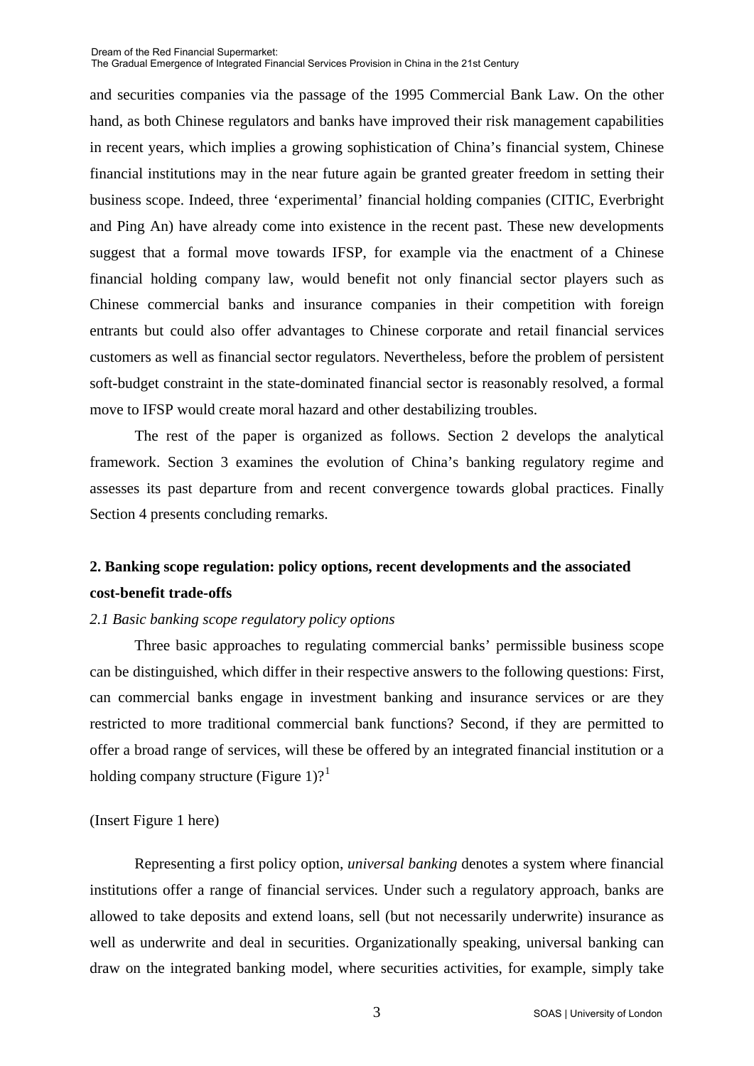and securities companies via the passage of the 1995 Commercial Bank Law. On the other hand, as both Chinese regulators and banks have improved their risk management capabilities in recent years, which implies a growing sophistication of China's financial system, Chinese financial institutions may in the near future again be granted greater freedom in setting their business scope. Indeed, three 'experimental' financial holding companies (CITIC, Everbright and Ping An) have already come into existence in the recent past. These new developments suggest that a formal move towards IFSP, for example via the enactment of a Chinese financial holding company law, would benefit not only financial sector players such as Chinese commercial banks and insurance companies in their competition with foreign entrants but could also offer advantages to Chinese corporate and retail financial services customers as well as financial sector regulators. Nevertheless, before the problem of persistent soft-budget constraint in the state-dominated financial sector is reasonably resolved, a formal move to IFSP would create moral hazard and other destabilizing troubles.

The rest of the paper is organized as follows. Section 2 develops the analytical framework. Section 3 examines the evolution of China's banking regulatory regime and assesses its past departure from and recent convergence towards global practices. Finally Section 4 presents concluding remarks.

## 2. Banking scope regulation: policy options, recent developments and the associated cost-benefit trade-offs

### *2.1 Basic banking scope regulatory policy options*

Three basic approaches to regulating commercial banks' permissible business scope can be distinguished, which differ in their respective answers to the following questions: First, can commercial banks engage in investment banking and insurance services or are they restricted to more traditional commercial bank functions? Second, if they are permitted to offer a broad range of services, will these be offered by an integrated financial institution or a holding company structure (Figure 1)?[1]

(Insert Figure 1 here)

Representing a first policy option, *universal banking* denotes a system where financial institutions offer a range of financial services. Under such a regulatory approach, banks are allowed to take deposits and extend loans, sell (but not necessarily underwrite) insurance as well as underwrite and deal in securities. Organizationally speaking, universal banking can draw on the integrated banking model, where securities activities, for example, simply take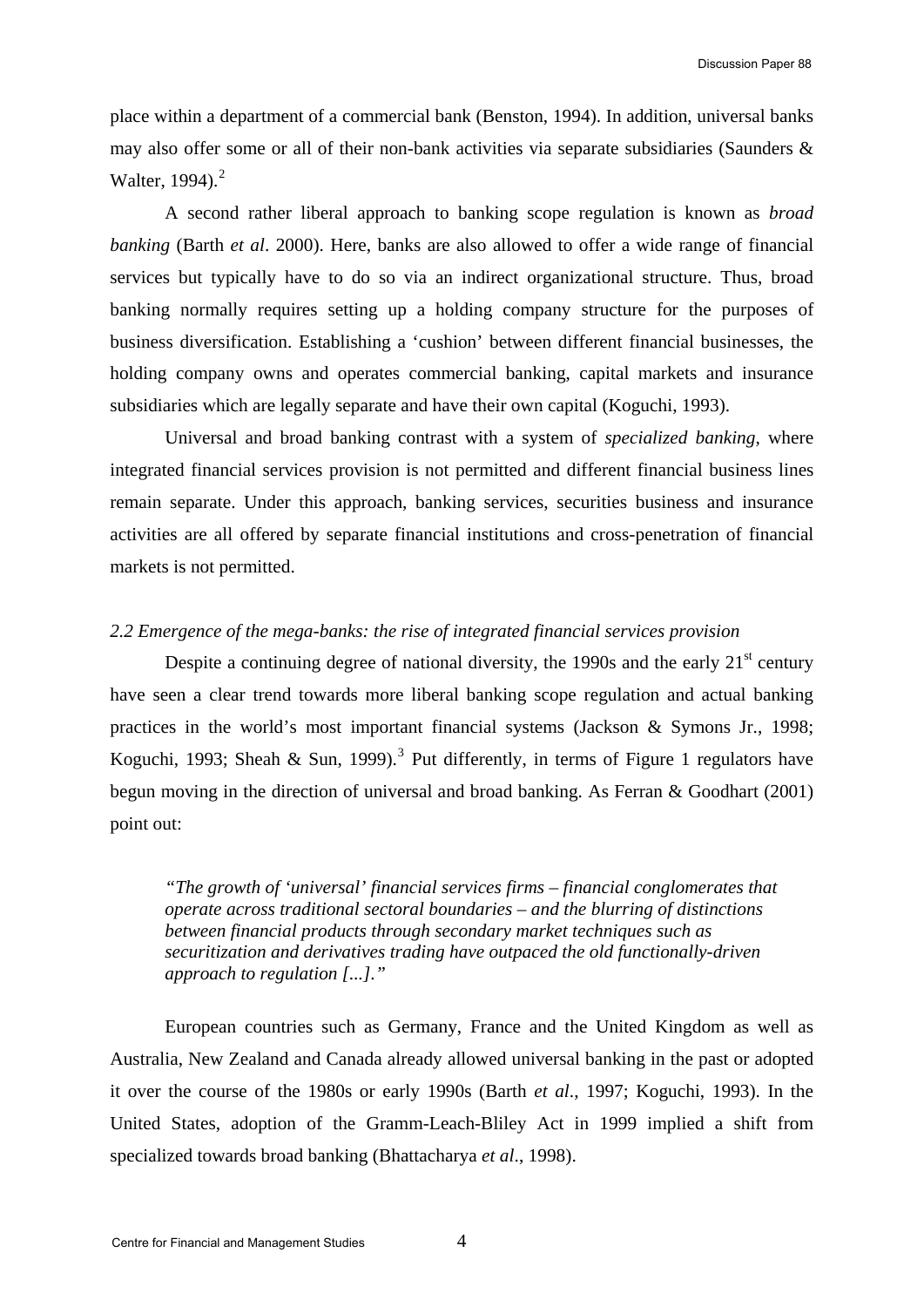place within a department of a commercial bank (Benston, 1994). In addition, universal banks may also offer some or all of their non-bank activities via separate subsidiaries (Saunders & Walter, 1994).[2]

A second rather liberal approach to banking scope regulation is known as *broad banking* (Barth *et al*. 2000). Here, banks are also allowed to offer a wide range of financial services but typically have to do so via an indirect organizational structure. Thus, broad banking normally requires setting up a holding company structure for the purposes of business diversification. Establishing a 'cushion' between different financial businesses, the holding company owns and operates commercial banking, capital markets and insurance subsidiaries which are legally separate and have their own capital (Koguchi, 1993).

Universal and broad banking contrast with a system of *specialized banking*, where integrated financial services provision is not permitted and different financial business lines remain separate. Under this approach, banking services, securities business and insurance activities are all offered by separate financial institutions and cross-penetration of financial markets is not permitted.

### *2.2 Emergence of the mega-banks: the rise of integrated financial services provision*

Despite a continuing degree of national diversity, the 1990s and the early 21st century have seen a clear trend towards more liberal banking scope regulation and actual banking practices in the world's most important financial systems (Jackson & Symons Jr., 1998; Koguchi, 1993; Sheah & Sun, 1999).[3] Put differently, in terms of Figure 1 regulators have begun moving in the direction of universal and broad banking. As Ferran & Goodhart (2001) point out:

> *"The growth of 'universal' financial services firms – financial conglomerates that operate across traditional sectoral boundaries – and the blurring of distinctions between financial products through secondary market techniques such as securitization and derivatives trading have outpaced the old functionally-driven approach to regulation [...]."*

European countries such as Germany, France and the United Kingdom as well as Australia, New Zealand and Canada already allowed universal banking in the past or adopted it over the course of the 1980s or early 1990s (Barth *et al*., 1997; Koguchi, 1993). In the United States, adoption of the Gramm-Leach-Bliley Act in 1999 implied a shift from specialized towards broad banking (Bhattacharya *et al*., 1998).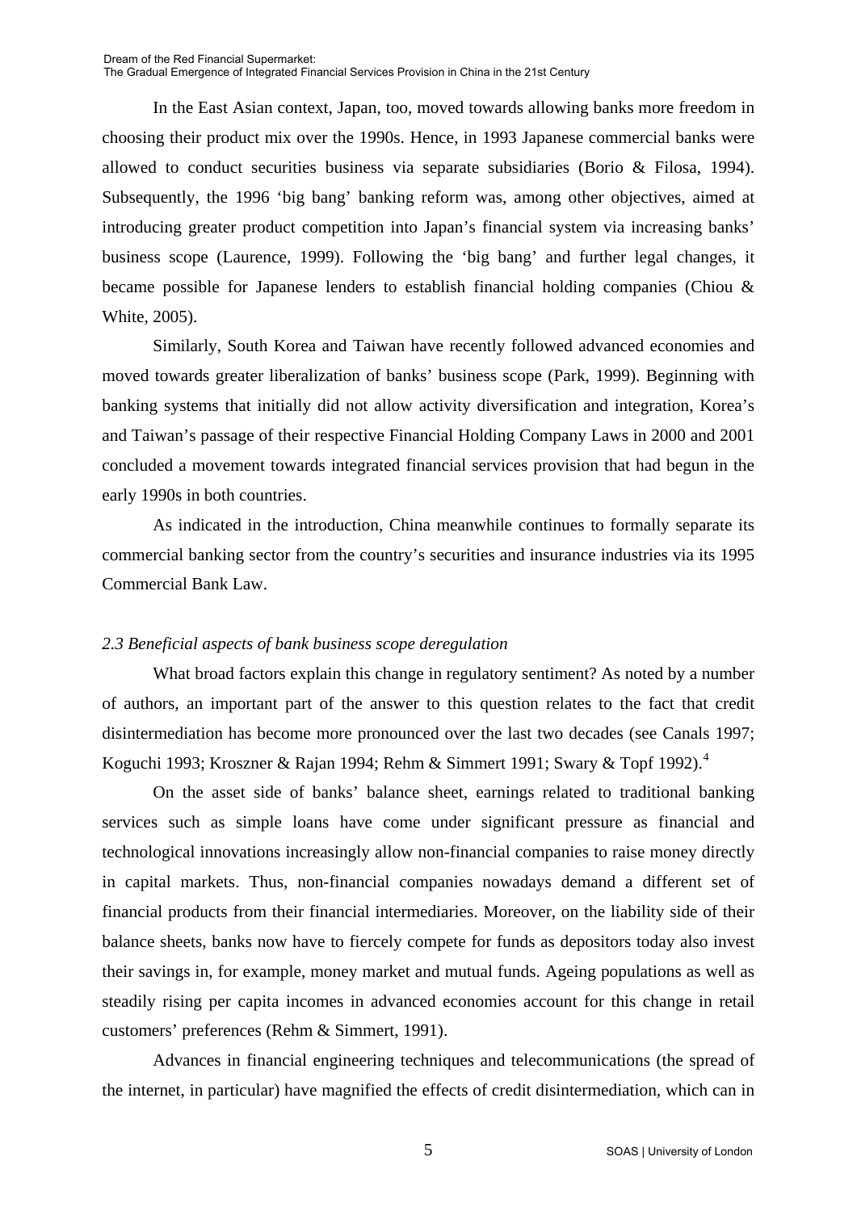In the East Asian context, Japan, too, moved towards allowing banks more freedom in choosing their product mix over the 1990s. Hence, in 1993 Japanese commercial banks were allowed to conduct securities business via separate subsidiaries (Borio & Filosa, 1994). Subsequently, the 1996 'big bang' banking reform was, among other objectives, aimed at introducing greater product competition into Japan's financial system via increasing banks' business scope (Laurence, 1999). Following the 'big bang' and further legal changes, it became possible for Japanese lenders to establish financial holding companies (Chiou & White, 2005).

Similarly, South Korea and Taiwan have recently followed advanced economies and moved towards greater liberalization of banks' business scope (Park, 1999). Beginning with banking systems that initially did not allow activity diversification and integration, Korea's and Taiwan's passage of their respective Financial Holding Company Laws in 2000 and 2001 concluded a movement towards integrated financial services provision that had begun in the early 1990s in both countries.

As indicated in the introduction, China meanwhile continues to formally separate its commercial banking sector from the country's securities and insurance industries via its 1995 Commercial Bank Law.

### *2.3 Beneficial aspects of bank business scope deregulation*

What broad factors explain this change in regulatory sentiment? As noted by a number of authors, an important part of the answer to this question relates to the fact that credit disintermediation has become more pronounced over the last two decades (see Canals 1997; Koguchi 1993; Kroszner & Rajan 1994; Rehm & Simmert 1991; Swary & Topf 1992).[4]

On the asset side of banks' balance sheet, earnings related to traditional banking services such as simple loans have come under significant pressure as financial and technological innovations increasingly allow non-financial companies to raise money directly in capital markets. Thus, non-financial companies nowadays demand a different set of financial products from their financial intermediaries. Moreover, on the liability side of their balance sheets, banks now have to fiercely compete for funds as depositors today also invest their savings in, for example, money market and mutual funds. Ageing populations as well as steadily rising per capita incomes in advanced economies account for this change in retail customers' preferences (Rehm & Simmert, 1991).

Advances in financial engineering techniques and telecommunications (the spread of the internet, in particular) have magnified the effects of credit disintermediation, which can in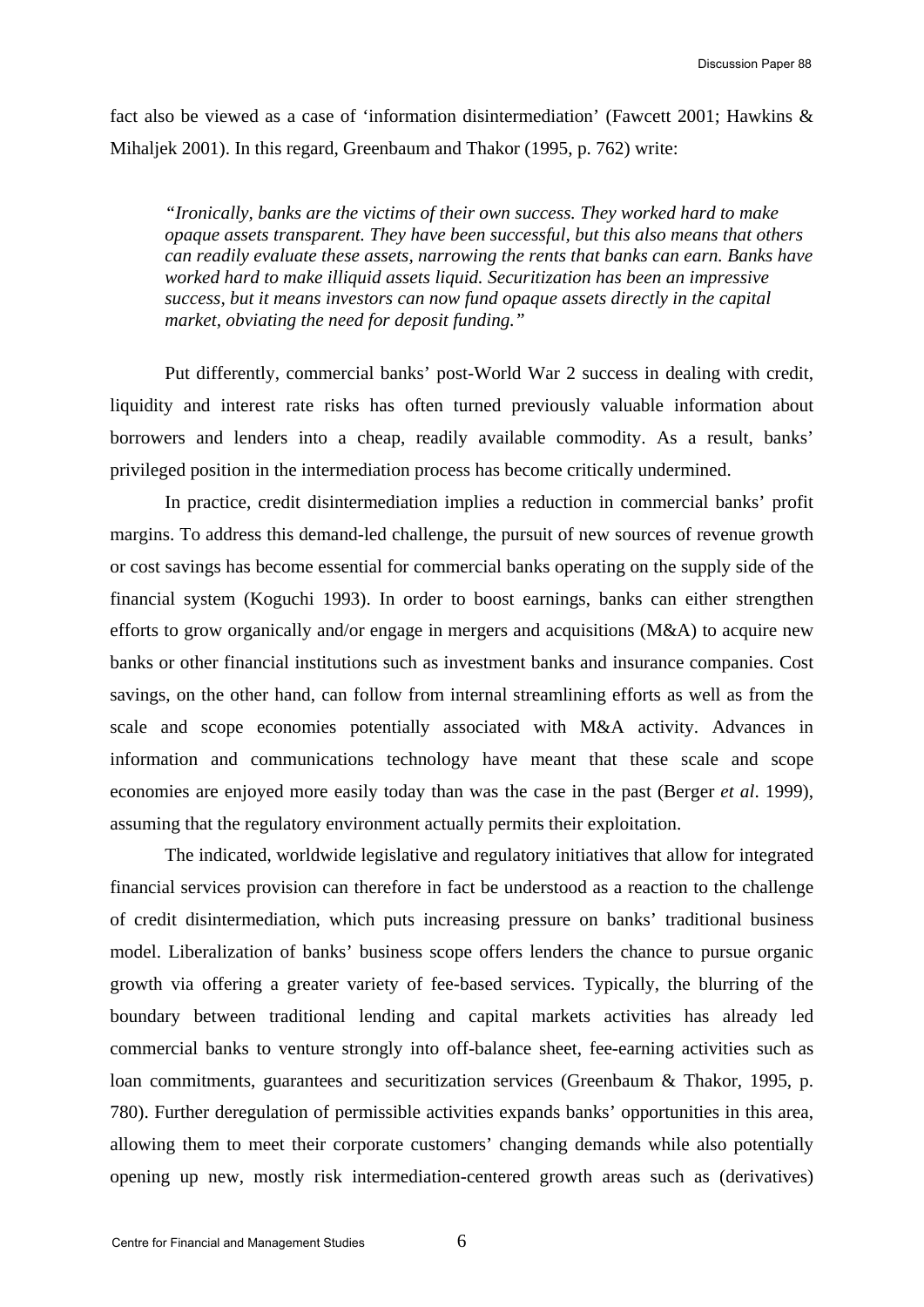fact also be viewed as a case of 'information disintermediation' (Fawcett 2001; Hawkins & Mihaljek 2001). In this regard, Greenbaum and Thakor (1995, p. 762) write:

> *"Ironically, banks are the victims of their own success. They worked hard to make opaque assets transparent. They have been successful, but this also means that others can readily evaluate these assets, narrowing the rents that banks can earn. Banks have worked hard to make illiquid assets liquid. Securitization has been an impressive success, but it means investors can now fund opaque assets directly in the capital market, obviating the need for deposit funding."*

Put differently, commercial banks' post-World War 2 success in dealing with credit, liquidity and interest rate risks has often turned previously valuable information about borrowers and lenders into a cheap, readily available commodity. As a result, banks' privileged position in the intermediation process has become critically undermined.

In practice, credit disintermediation implies a reduction in commercial banks' profit margins. To address this demand-led challenge, the pursuit of new sources of revenue growth or cost savings has become essential for commercial banks operating on the supply side of the financial system (Koguchi 1993). In order to boost earnings, banks can either strengthen efforts to grow organically and/or engage in mergers and acquisitions (M&A) to acquire new banks or other financial institutions such as investment banks and insurance companies. Cost savings, on the other hand, can follow from internal streamlining efforts as well as from the scale and scope economies potentially associated with M&A activity. Advances in information and communications technology have meant that these scale and scope economies are enjoyed more easily today than was the case in the past (Berger *et al*. 1999), assuming that the regulatory environment actually permits their exploitation.

The indicated, worldwide legislative and regulatory initiatives that allow for integrated financial services provision can therefore in fact be understood as a reaction to the challenge of credit disintermediation, which puts increasing pressure on banks' traditional business model. Liberalization of banks' business scope offers lenders the chance to pursue organic growth via offering a greater variety of fee-based services. Typically, the blurring of the boundary between traditional lending and capital markets activities has already led commercial banks to venture strongly into off-balance sheet, fee-earning activities such as loan commitments, guarantees and securitization services (Greenbaum & Thakor, 1995, p. 780). Further deregulation of permissible activities expands banks' opportunities in this area, allowing them to meet their corporate customers' changing demands while also potentially opening up new, mostly risk intermediation-centered growth areas such as (derivatives)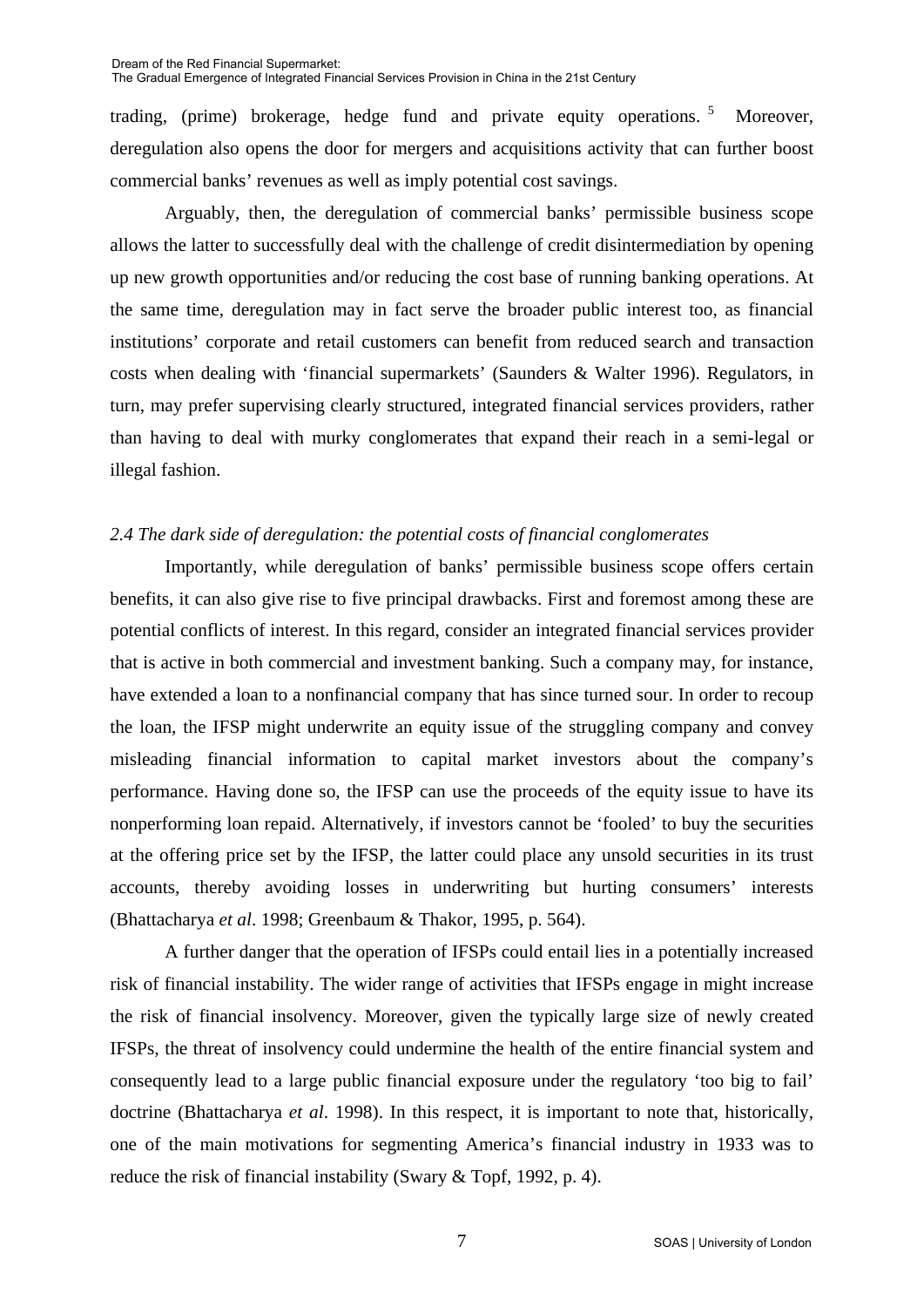trading, (prime) brokerage, hedge fund and private equity operations.[5] Moreover, deregulation also opens the door for mergers and acquisitions activity that can further boost commercial banks' revenues as well as imply potential cost savings.

Arguably, then, the deregulation of commercial banks' permissible business scope allows the latter to successfully deal with the challenge of credit disintermediation by opening up new growth opportunities and/or reducing the cost base of running banking operations. At the same time, deregulation may in fact serve the broader public interest too, as financial institutions' corporate and retail customers can benefit from reduced search and transaction costs when dealing with 'financial supermarkets' (Saunders & Walter 1996). Regulators, in turn, may prefer supervising clearly structured, integrated financial services providers, rather than having to deal with murky conglomerates that expand their reach in a semi-legal or illegal fashion.

### *2.4 The dark side of deregulation: the potential costs of financial conglomerates*

Importantly, while deregulation of banks' permissible business scope offers certain benefits, it can also give rise to five principal drawbacks. First and foremost among these are potential conflicts of interest. In this regard, consider an integrated financial services provider that is active in both commercial and investment banking. Such a company may, for instance, have extended a loan to a nonfinancial company that has since turned sour. In order to recoup the loan, the IFSP might underwrite an equity issue of the struggling company and convey misleading financial information to capital market investors about the company's performance. Having done so, the IFSP can use the proceeds of the equity issue to have its nonperforming loan repaid. Alternatively, if investors cannot be 'fooled' to buy the securities at the offering price set by the IFSP, the latter could place any unsold securities in its trust accounts, thereby avoiding losses in underwriting but hurting consumers' interests (Bhattacharya *et al*. 1998; Greenbaum & Thakor, 1995, p. 564).

A further danger that the operation of IFSPs could entail lies in a potentially increased risk of financial instability. The wider range of activities that IFSPs engage in might increase the risk of financial insolvency. Moreover, given the typically large size of newly created IFSPs, the threat of insolvency could undermine the health of the entire financial system and consequently lead to a large public financial exposure under the regulatory 'too big to fail' doctrine (Bhattacharya *et al*. 1998). In this respect, it is important to note that, historically, one of the main motivations for segmenting America's financial industry in 1933 was to reduce the risk of financial instability (Swary & Topf, 1992, p. 4).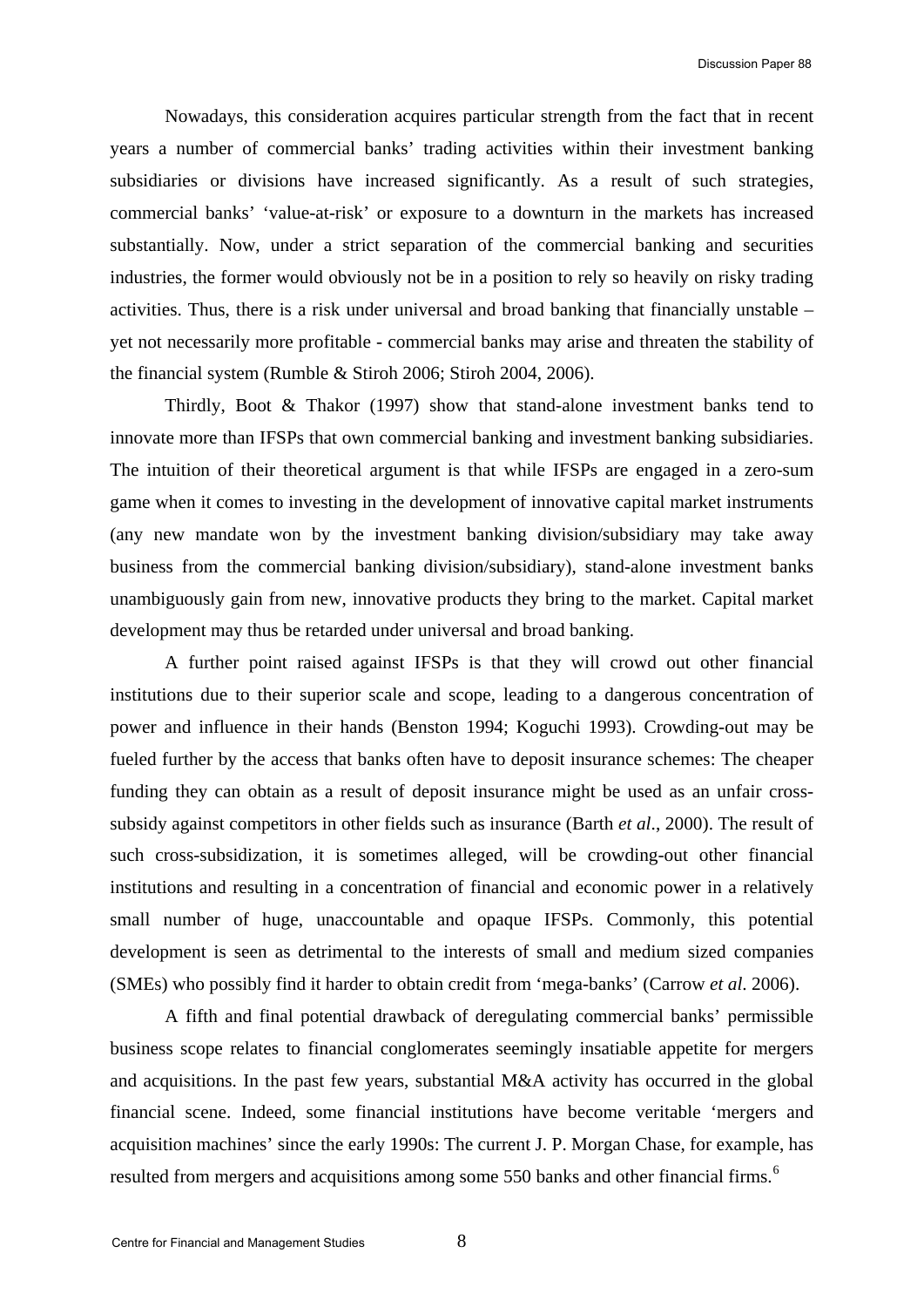Nowadays, this consideration acquires particular strength from the fact that in recent years a number of commercial banks' trading activities within their investment banking subsidiaries or divisions have increased significantly. As a result of such strategies, commercial banks' 'value-at-risk' or exposure to a downturn in the markets has increased substantially. Now, under a strict separation of the commercial banking and securities industries, the former would obviously not be in a position to rely so heavily on risky trading activities. Thus, there is a risk under universal and broad banking that financially unstable – yet not necessarily more profitable - commercial banks may arise and threaten the stability of the financial system (Rumble & Stiroh 2006; Stiroh 2004, 2006).

Thirdly, Boot & Thakor (1997) show that stand-alone investment banks tend to innovate more than IFSPs that own commercial banking and investment banking subsidiaries. The intuition of their theoretical argument is that while IFSPs are engaged in a zero-sum game when it comes to investing in the development of innovative capital market instruments (any new mandate won by the investment banking division/subsidiary may take away business from the commercial banking division/subsidiary), stand-alone investment banks unambiguously gain from new, innovative products they bring to the market. Capital market development may thus be retarded under universal and broad banking.

A further point raised against IFSPs is that they will crowd out other financial institutions due to their superior scale and scope, leading to a dangerous concentration of power and influence in their hands (Benston 1994; Koguchi 1993). Crowding-out may be fueled further by the access that banks often have to deposit insurance schemes: The cheaper funding they can obtain as a result of deposit insurance might be used as an unfair cross-subsidy against competitors in other fields such as insurance (Barth *et al*., 2000). The result of such cross-subsidization, it is sometimes alleged, will be crowding-out other financial institutions and resulting in a concentration of financial and economic power in a relatively small number of huge, unaccountable and opaque IFSPs. Commonly, this potential development is seen as detrimental to the interests of small and medium sized companies (SMEs) who possibly find it harder to obtain credit from 'mega-banks' (Carrow *et al.* 2006).

A fifth and final potential drawback of deregulating commercial banks' permissible business scope relates to financial conglomerates seemingly insatiable appetite for mergers and acquisitions. In the past few years, substantial M&A activity has occurred in the global financial scene. Indeed, some financial institutions have become veritable 'mergers and acquisition machines' since the early 1990s: The current J. P. Morgan Chase, for example, has resulted from mergers and acquisitions among some 550 banks and other financial firms.[6]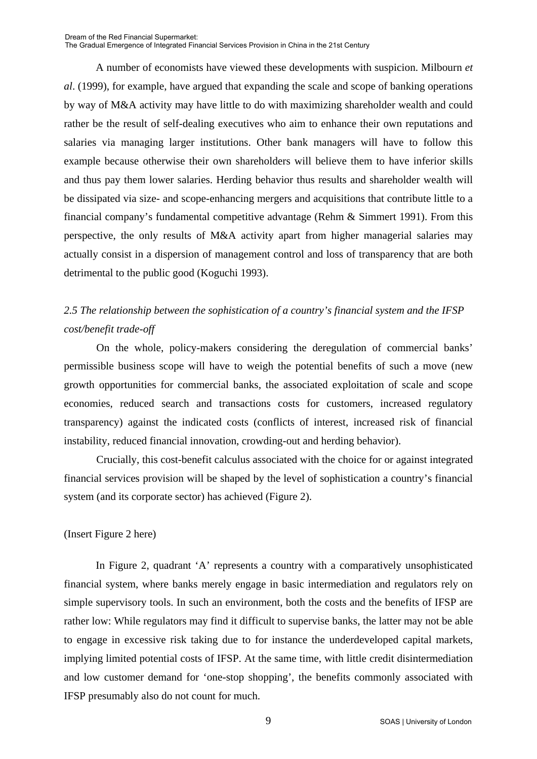A number of economists have viewed these developments with suspicion. Milbourn *et al*. (1999), for example, have argued that expanding the scale and scope of banking operations by way of M&A activity may have little to do with maximizing shareholder wealth and could rather be the result of self-dealing executives who aim to enhance their own reputations and salaries via managing larger institutions. Other bank managers will have to follow this example because otherwise their own shareholders will believe them to have inferior skills and thus pay them lower salaries. Herding behavior thus results and shareholder wealth will be dissipated via size- and scope-enhancing mergers and acquisitions that contribute little to a financial company's fundamental competitive advantage (Rehm & Simmert 1991). From this perspective, the only results of M&A activity apart from higher managerial salaries may actually consist in a dispersion of management control and loss of transparency that are both detrimental to the public good (Koguchi 1993).

### *2.5 The relationship between the sophistication of a country's financial system and the IFSP cost/benefit trade-off*

On the whole, policy-makers considering the deregulation of commercial banks' permissible business scope will have to weigh the potential benefits of such a move (new growth opportunities for commercial banks, the associated exploitation of scale and scope economies, reduced search and transactions costs for customers, increased regulatory transparency) against the indicated costs (conflicts of interest, increased risk of financial instability, reduced financial innovation, crowding-out and herding behavior).

Crucially, this cost-benefit calculus associated with the choice for or against integrated financial services provision will be shaped by the level of sophistication a country's financial system (and its corporate sector) has achieved (Figure 2).

(Insert Figure 2 here)

In Figure 2, quadrant 'A' represents a country with a comparatively unsophisticated financial system, where banks merely engage in basic intermediation and regulators rely on simple supervisory tools. In such an environment, both the costs and the benefits of IFSP are rather low: While regulators may find it difficult to supervise banks, the latter may not be able to engage in excessive risk taking due to for instance the underdeveloped capital markets, implying limited potential costs of IFSP. At the same time, with little credit disintermediation and low customer demand for 'one-stop shopping', the benefits commonly associated with IFSP presumably also do not count for much.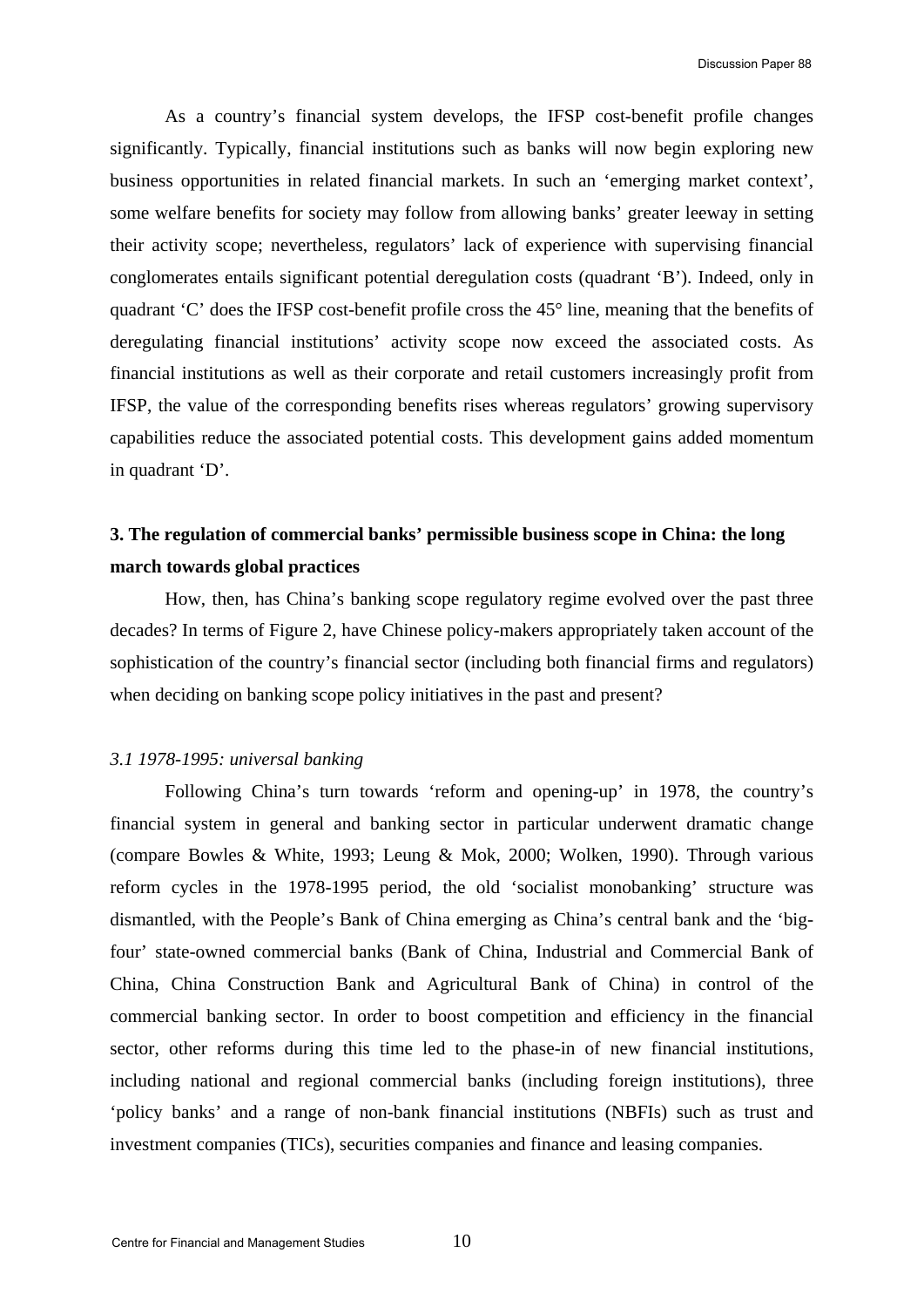As a country's financial system develops, the IFSP cost-benefit profile changes significantly. Typically, financial institutions such as banks will now begin exploring new business opportunities in related financial markets. In such an 'emerging market context', some welfare benefits for society may follow from allowing banks' greater leeway in setting their activity scope; nevertheless, regulators' lack of experience with supervising financial conglomerates entails significant potential deregulation costs (quadrant 'B'). Indeed, only in quadrant 'C' does the IFSP cost-benefit profile cross the 45° line, meaning that the benefits of deregulating financial institutions' activity scope now exceed the associated costs. As financial institutions as well as their corporate and retail customers increasingly profit from IFSP, the value of the corresponding benefits rises whereas regulators' growing supervisory capabilities reduce the associated potential costs. This development gains added momentum in quadrant 'D'.

## 3. The regulation of commercial banks' permissible business scope in China: the long march towards global practices

How, then, has China's banking scope regulatory regime evolved over the past three decades? In terms of Figure 2, have Chinese policy-makers appropriately taken account of the sophistication of the country's financial sector (including both financial firms and regulators) when deciding on banking scope policy initiatives in the past and present?

### *3.1 1978-1995: universal banking*

Following China's turn towards 'reform and opening-up' in 1978, the country's financial system in general and banking sector in particular underwent dramatic change (compare Bowles & White, 1993; Leung & Mok, 2000; Wolken, 1990). Through various reform cycles in the 1978-1995 period, the old 'socialist monobanking' structure was dismantled, with the People's Bank of China emerging as China's central bank and the 'big-four' state-owned commercial banks (Bank of China, Industrial and Commercial Bank of China, China Construction Bank and Agricultural Bank of China) in control of the commercial banking sector. In order to boost competition and efficiency in the financial sector, other reforms during this time led to the phase-in of new financial institutions, including national and regional commercial banks (including foreign institutions), three 'policy banks' and a range of non-bank financial institutions (NBFIs) such as trust and investment companies (TICs), securities companies and finance and leasing companies.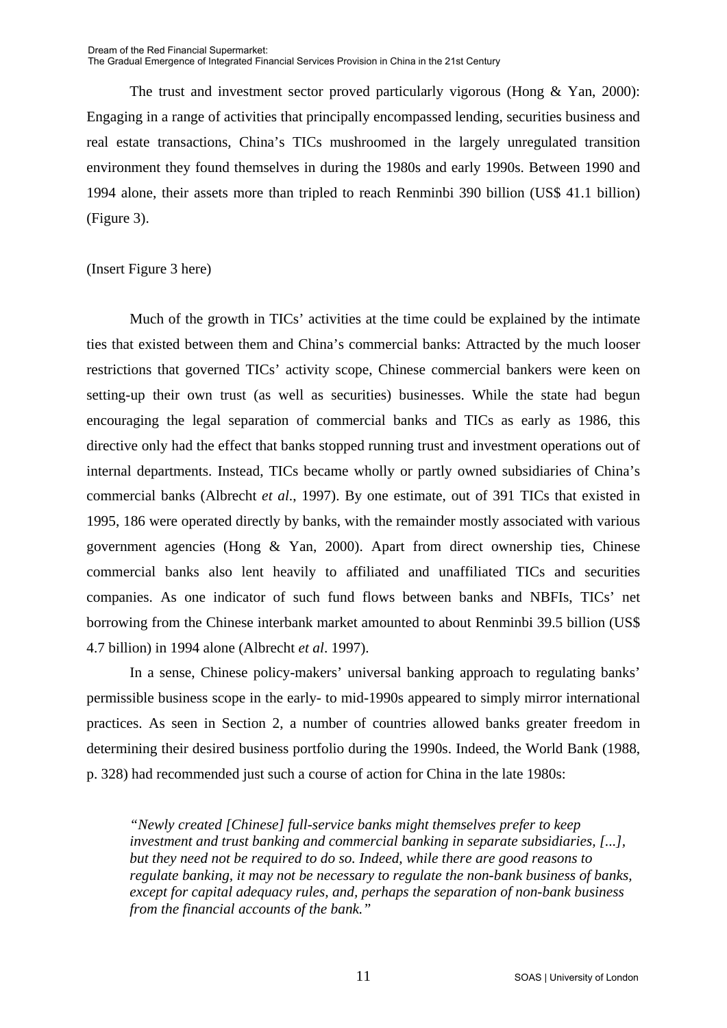The trust and investment sector proved particularly vigorous (Hong & Yan, 2000): Engaging in a range of activities that principally encompassed lending, securities business and real estate transactions, China's TICs mushroomed in the largely unregulated transition environment they found themselves in during the 1980s and early 1990s. Between 1990 and 1994 alone, their assets more than tripled to reach Renminbi 390 billion (US$ 41.1 billion) (Figure 3).

(Insert Figure 3 here)

Much of the growth in TICs' activities at the time could be explained by the intimate ties that existed between them and China's commercial banks: Attracted by the much looser restrictions that governed TICs' activity scope, Chinese commercial bankers were keen on setting-up their own trust (as well as securities) businesses. While the state had begun encouraging the legal separation of commercial banks and TICs as early as 1986, this directive only had the effect that banks stopped running trust and investment operations out of internal departments. Instead, TICs became wholly or partly owned subsidiaries of China's commercial banks (Albrecht *et al*., 1997). By one estimate, out of 391 TICs that existed in 1995, 186 were operated directly by banks, with the remainder mostly associated with various government agencies (Hong & Yan, 2000). Apart from direct ownership ties, Chinese commercial banks also lent heavily to affiliated and unaffiliated TICs and securities companies. As one indicator of such fund flows between banks and NBFIs, TICs' net borrowing from the Chinese interbank market amounted to about Renminbi 39.5 billion (US$ 4.7 billion) in 1994 alone (Albrecht *et al*. 1997).

In a sense, Chinese policy-makers' universal banking approach to regulating banks' permissible business scope in the early- to mid-1990s appeared to simply mirror international practices. As seen in Section 2, a number of countries allowed banks greater freedom in determining their desired business portfolio during the 1990s. Indeed, the World Bank (1988, p. 328) had recommended just such a course of action for China in the late 1980s:

> *"Newly created [Chinese] full-service banks might themselves prefer to keep investment and trust banking and commercial banking in separate subsidiaries, [...], but they need not be required to do so. Indeed, while there are good reasons to regulate banking, it may not be necessary to regulate the non-bank business of banks, except for capital adequacy rules, and, perhaps the separation of non-bank business from the financial accounts of the bank."*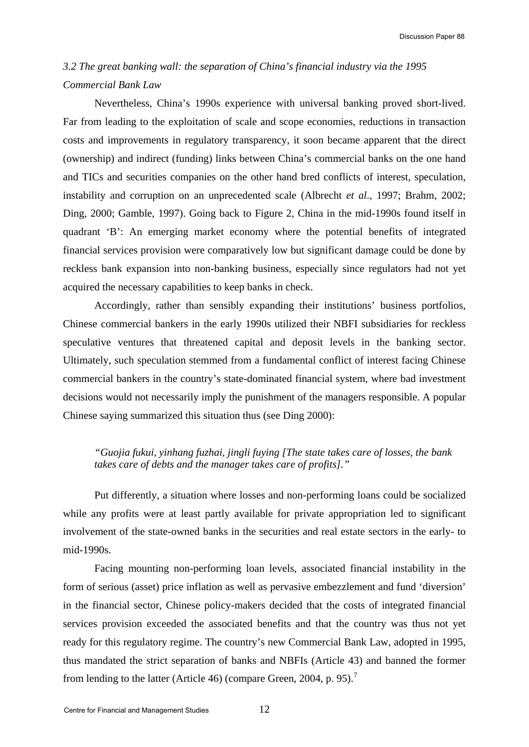### *3.2 The great banking wall: the separation of China's financial industry via the 1995 Commercial Bank Law*

Nevertheless, China's 1990s experience with universal banking proved short-lived. Far from leading to the exploitation of scale and scope economies, reductions in transaction costs and improvements in regulatory transparency, it soon became apparent that the direct (ownership) and indirect (funding) links between China's commercial banks on the one hand and TICs and securities companies on the other hand bred conflicts of interest, speculation, instability and corruption on an unprecedented scale (Albrecht *et al*., 1997; Brahm, 2002; Ding, 2000; Gamble, 1997). Going back to Figure 2, China in the mid-1990s found itself in quadrant 'B': An emerging market economy where the potential benefits of integrated financial services provision were comparatively low but significant damage could be done by reckless bank expansion into non-banking business, especially since regulators had not yet acquired the necessary capabilities to keep banks in check.

Accordingly, rather than sensibly expanding their institutions' business portfolios, Chinese commercial bankers in the early 1990s utilized their NBFI subsidiaries for reckless speculative ventures that threatened capital and deposit levels in the banking sector. Ultimately, such speculation stemmed from a fundamental conflict of interest facing Chinese commercial bankers in the country's state-dominated financial system, where bad investment decisions would not necessarily imply the punishment of the managers responsible. A popular Chinese saying summarized this situation thus (see Ding 2000):

> *"Guojia fukui, yinhang fuzhai, jingli fuying [The state takes care of losses, the bank takes care of debts and the manager takes care of profits]."*

Put differently, a situation where losses and non-performing loans could be socialized while any profits were at least partly available for private appropriation led to significant involvement of the state-owned banks in the securities and real estate sectors in the early- to mid-1990s.

Facing mounting non-performing loan levels, associated financial instability in the form of serious (asset) price inflation as well as pervasive embezzlement and fund 'diversion' in the financial sector, Chinese policy-makers decided that the costs of integrated financial services provision exceeded the associated benefits and that the country was thus not yet ready for this regulatory regime. The country's new Commercial Bank Law, adopted in 1995, thus mandated the strict separation of banks and NBFIs (Article 43) and banned the former from lending to the latter (Article 46) (compare Green, 2004, p. 95).[7]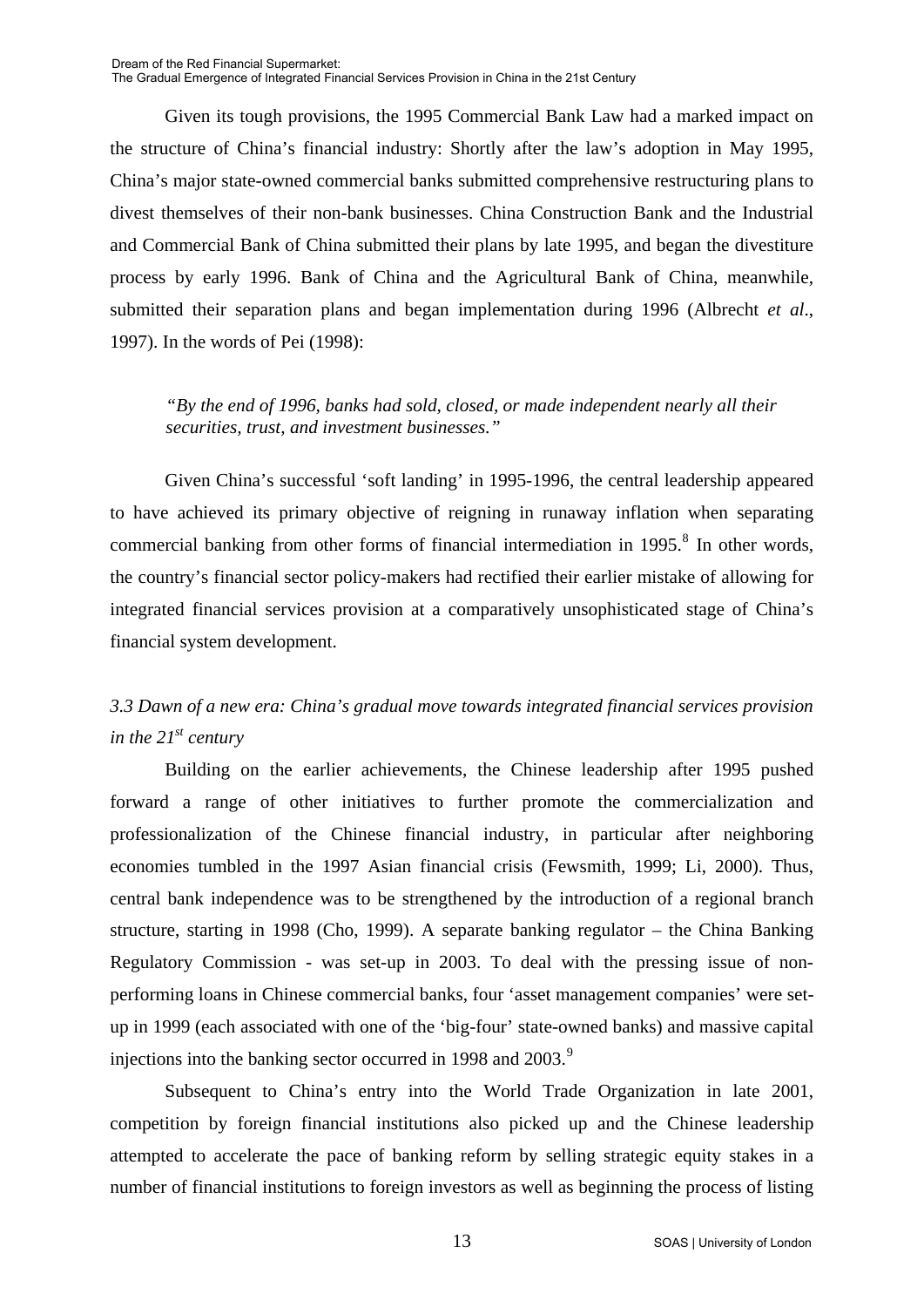Given its tough provisions, the 1995 Commercial Bank Law had a marked impact on the structure of China's financial industry: Shortly after the law's adoption in May 1995, China's major state-owned commercial banks submitted comprehensive restructuring plans to divest themselves of their non-bank businesses. China Construction Bank and the Industrial and Commercial Bank of China submitted their plans by late 1995, and began the divestiture process by early 1996. Bank of China and the Agricultural Bank of China, meanwhile, submitted their separation plans and began implementation during 1996 (Albrecht *et al*., 1997). In the words of Pei (1998):

> *"By the end of 1996, banks had sold, closed, or made independent nearly all their securities, trust, and investment businesses."*

Given China's successful 'soft landing' in 1995-1996, the central leadership appeared to have achieved its primary objective of reigning in runaway inflation when separating commercial banking from other forms of financial intermediation in 1995.[8] In other words, the country's financial sector policy-makers had rectified their earlier mistake of allowing for integrated financial services provision at a comparatively unsophisticated stage of China's financial system development.

### *3.3 Dawn of a new era: China's gradual move towards integrated financial services provision in the 21st century*

Building on the earlier achievements, the Chinese leadership after 1995 pushed forward a range of other initiatives to further promote the commercialization and professionalization of the Chinese financial industry, in particular after neighboring economies tumbled in the 1997 Asian financial crisis (Fewsmith, 1999; Li, 2000). Thus, central bank independence was to be strengthened by the introduction of a regional branch structure, starting in 1998 (Cho, 1999). A separate banking regulator – the China Banking Regulatory Commission - was set-up in 2003. To deal with the pressing issue of non-performing loans in Chinese commercial banks, four 'asset management companies' were set-up in 1999 (each associated with one of the 'big-four' state-owned banks) and massive capital injections into the banking sector occurred in 1998 and 2003.[9]

Subsequent to China's entry into the World Trade Organization in late 2001, competition by foreign financial institutions also picked up and the Chinese leadership attempted to accelerate the pace of banking reform by selling strategic equity stakes in a number of financial institutions to foreign investors as well as beginning the process of listing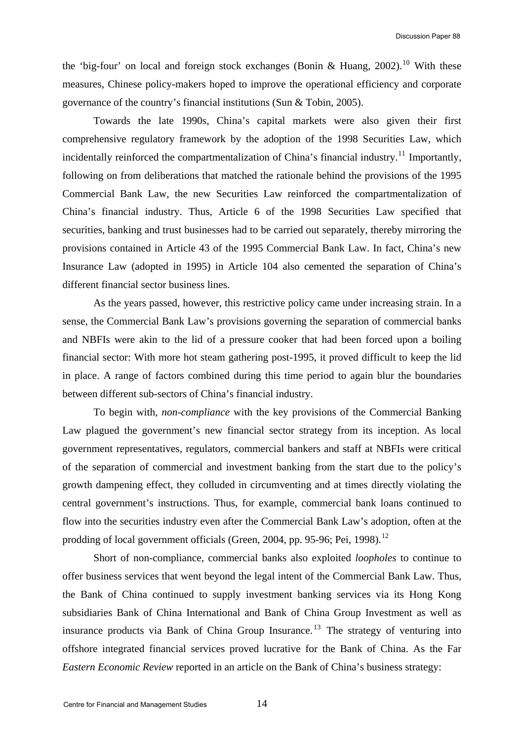the 'big-four' on local and foreign stock exchanges (Bonin & Huang, 2002).[10] With these measures, Chinese policy-makers hoped to improve the operational efficiency and corporate governance of the country's financial institutions (Sun & Tobin, 2005).

Towards the late 1990s, China's capital markets were also given their first comprehensive regulatory framework by the adoption of the 1998 Securities Law, which incidentally reinforced the compartmentalization of China's financial industry.[11] Importantly, following on from deliberations that matched the rationale behind the provisions of the 1995 Commercial Bank Law, the new Securities Law reinforced the compartmentalization of China's financial industry. Thus, Article 6 of the 1998 Securities Law specified that securities, banking and trust businesses had to be carried out separately, thereby mirroring the provisions contained in Article 43 of the 1995 Commercial Bank Law. In fact, China's new Insurance Law (adopted in 1995) in Article 104 also cemented the separation of China's different financial sector business lines.

As the years passed, however, this restrictive policy came under increasing strain. In a sense, the Commercial Bank Law's provisions governing the separation of commercial banks and NBFIs were akin to the lid of a pressure cooker that had been forced upon a boiling financial sector: With more hot steam gathering post-1995, it proved difficult to keep the lid in place. A range of factors combined during this time period to again blur the boundaries between different sub-sectors of China's financial industry.

To begin with, *non-compliance* with the key provisions of the Commercial Banking Law plagued the government's new financial sector strategy from its inception. As local government representatives, regulators, commercial bankers and staff at NBFIs were critical of the separation of commercial and investment banking from the start due to the policy's growth dampening effect, they colluded in circumventing and at times directly violating the central government's instructions. Thus, for example, commercial bank loans continued to flow into the securities industry even after the Commercial Bank Law's adoption, often at the prodding of local government officials (Green, 2004, pp. 95-96; Pei, 1998).[12]

Short of non-compliance, commercial banks also exploited *loopholes* to continue to offer business services that went beyond the legal intent of the Commercial Bank Law. Thus, the Bank of China continued to supply investment banking services via its Hong Kong subsidiaries Bank of China International and Bank of China Group Investment as well as insurance products via Bank of China Group Insurance.[13] The strategy of venturing into offshore integrated financial services proved lucrative for the Bank of China. As the Far *Eastern Economic Review* reported in an article on the Bank of China's business strategy: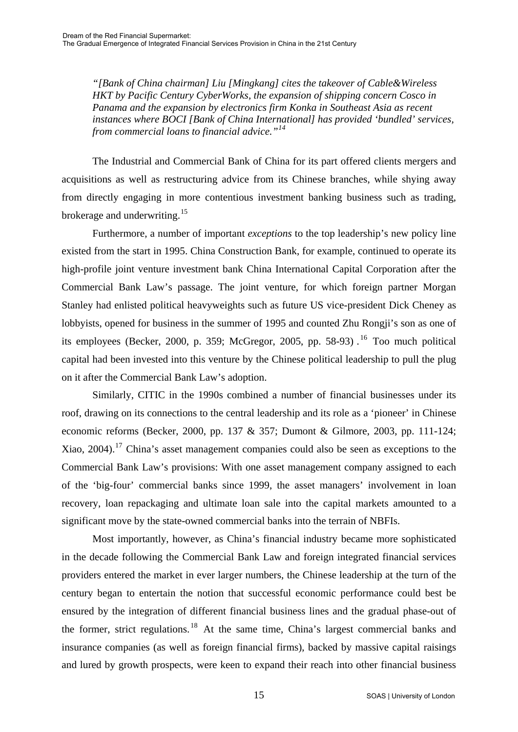*"[Bank of China chairman] Liu [Mingkang] cites the takeover of Cable&Wireless HKT by Pacific Century CyberWorks, the expansion of shipping concern Cosco in Panama and the expansion by electronics firm Konka in Southeast Asia as recent instances where BOCI [Bank of China International] has provided 'bundled' services, from commercial loans to financial advice."*[14]

The Industrial and Commercial Bank of China for its part offered clients mergers and acquisitions as well as restructuring advice from its Chinese branches, while shying away from directly engaging in more contentious investment banking business such as trading, brokerage and underwriting.[15]

Furthermore, a number of important *exceptions* to the top leadership's new policy line existed from the start in 1995. China Construction Bank, for example, continued to operate its high-profile joint venture investment bank China International Capital Corporation after the Commercial Bank Law's passage. The joint venture, for which foreign partner Morgan Stanley had enlisted political heavyweights such as future US vice-president Dick Cheney as lobbyists, opened for business in the summer of 1995 and counted Zhu Rongji's son as one of its employees (Becker, 2000, p. 359; McGregor, 2005, pp. 58-93).[16] Too much political capital had been invested into this venture by the Chinese political leadership to pull the plug on it after the Commercial Bank Law's adoption.

Similarly, CITIC in the 1990s combined a number of financial businesses under its roof, drawing on its connections to the central leadership and its role as a 'pioneer' in Chinese economic reforms (Becker, 2000, pp. 137 & 357; Dumont & Gilmore, 2003, pp. 111-124; Xiao, 2004).[17] China's asset management companies could also be seen as exceptions to the Commercial Bank Law's provisions: With one asset management company assigned to each of the 'big-four' commercial banks since 1999, the asset managers' involvement in loan recovery, loan repackaging and ultimate loan sale into the capital markets amounted to a significant move by the state-owned commercial banks into the terrain of NBFIs.

Most importantly, however, as China's financial industry became more sophisticated in the decade following the Commercial Bank Law and foreign integrated financial services providers entered the market in ever larger numbers, the Chinese leadership at the turn of the century began to entertain the notion that successful economic performance could best be ensured by the integration of different financial business lines and the gradual phase-out of the former, strict regulations.[18] At the same time, China's largest commercial banks and insurance companies (as well as foreign financial firms), backed by massive capital raisings and lured by growth prospects, were keen to expand their reach into other financial business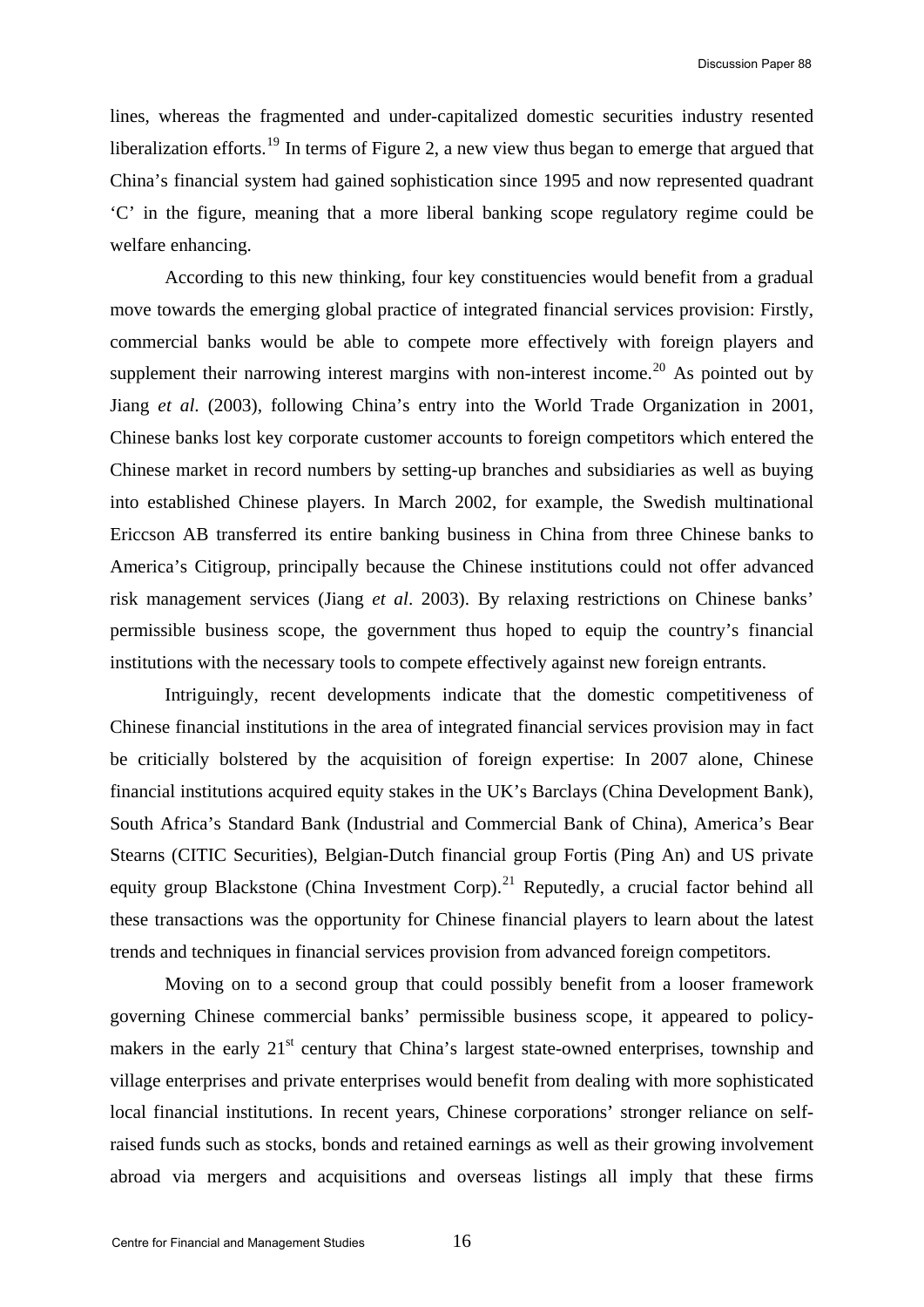lines, whereas the fragmented and under-capitalized domestic securities industry resented liberalization efforts.[19] In terms of Figure 2, a new view thus began to emerge that argued that China's financial system had gained sophistication since 1995 and now represented quadrant 'C' in the figure, meaning that a more liberal banking scope regulatory regime could be welfare enhancing.

According to this new thinking, four key constituencies would benefit from a gradual move towards the emerging global practice of integrated financial services provision: Firstly, commercial banks would be able to compete more effectively with foreign players and supplement their narrowing interest margins with non-interest income.[20] As pointed out by Jiang *et al*. (2003), following China's entry into the World Trade Organization in 2001, Chinese banks lost key corporate customer accounts to foreign competitors which entered the Chinese market in record numbers by setting-up branches and subsidiaries as well as buying into established Chinese players. In March 2002, for example, the Swedish multinational Ericcson AB transferred its entire banking business in China from three Chinese banks to America's Citigroup, principally because the Chinese institutions could not offer advanced risk management services (Jiang *et al*. 2003). By relaxing restrictions on Chinese banks' permissible business scope, the government thus hoped to equip the country's financial institutions with the necessary tools to compete effectively against new foreign entrants.

Intriguingly, recent developments indicate that the domestic competitiveness of Chinese financial institutions in the area of integrated financial services provision may in fact be criticially bolstered by the acquisition of foreign expertise: In 2007 alone, Chinese financial institutions acquired equity stakes in the UK's Barclays (China Development Bank), South Africa's Standard Bank (Industrial and Commercial Bank of China), America's Bear Stearns (CITIC Securities), Belgian-Dutch financial group Fortis (Ping An) and US private equity group Blackstone (China Investment Corp).[21] Reputedly, a crucial factor behind all these transactions was the opportunity for Chinese financial players to learn about the latest trends and techniques in financial services provision from advanced foreign competitors.

Moving on to a second group that could possibly benefit from a looser framework governing Chinese commercial banks' permissible business scope, it appeared to policy-makers in the early 21st century that China's largest state-owned enterprises, township and village enterprises and private enterprises would benefit from dealing with more sophisticated local financial institutions. In recent years, Chinese corporations' stronger reliance on self-raised funds such as stocks, bonds and retained earnings as well as their growing involvement abroad via mergers and acquisitions and overseas listings all imply that these firms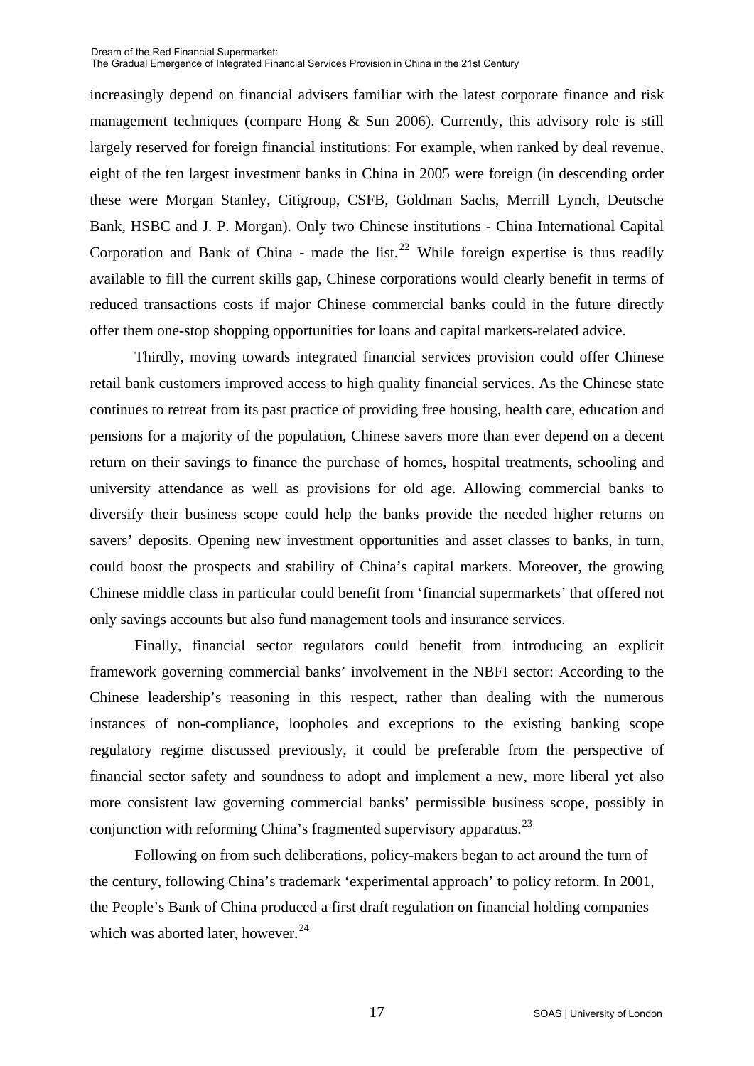increasingly depend on financial advisers familiar with the latest corporate finance and risk management techniques (compare Hong & Sun 2006). Currently, this advisory role is still largely reserved for foreign financial institutions: For example, when ranked by deal revenue, eight of the ten largest investment banks in China in 2005 were foreign (in descending order these were Morgan Stanley, Citigroup, CSFB, Goldman Sachs, Merrill Lynch, Deutsche Bank, HSBC and J. P. Morgan). Only two Chinese institutions - China International Capital Corporation and Bank of China - made the list.[22] While foreign expertise is thus readily available to fill the current skills gap, Chinese corporations would clearly benefit in terms of reduced transactions costs if major Chinese commercial banks could in the future directly offer them one-stop shopping opportunities for loans and capital markets-related advice.

Thirdly, moving towards integrated financial services provision could offer Chinese retail bank customers improved access to high quality financial services. As the Chinese state continues to retreat from its past practice of providing free housing, health care, education and pensions for a majority of the population, Chinese savers more than ever depend on a decent return on their savings to finance the purchase of homes, hospital treatments, schooling and university attendance as well as provisions for old age. Allowing commercial banks to diversify their business scope could help the banks provide the needed higher returns on savers' deposits. Opening new investment opportunities and asset classes to banks, in turn, could boost the prospects and stability of China's capital markets. Moreover, the growing Chinese middle class in particular could benefit from 'financial supermarkets' that offered not only savings accounts but also fund management tools and insurance services.

Finally, financial sector regulators could benefit from introducing an explicit framework governing commercial banks' involvement in the NBFI sector: According to the Chinese leadership's reasoning in this respect, rather than dealing with the numerous instances of non-compliance, loopholes and exceptions to the existing banking scope regulatory regime discussed previously, it could be preferable from the perspective of financial sector safety and soundness to adopt and implement a new, more liberal yet also more consistent law governing commercial banks' permissible business scope, possibly in conjunction with reforming China's fragmented supervisory apparatus.[23]

Following on from such deliberations, policy-makers began to act around the turn of the century, following China's trademark 'experimental approach' to policy reform. In 2001, the People's Bank of China produced a first draft regulation on financial holding companies which was aborted later, however.[24]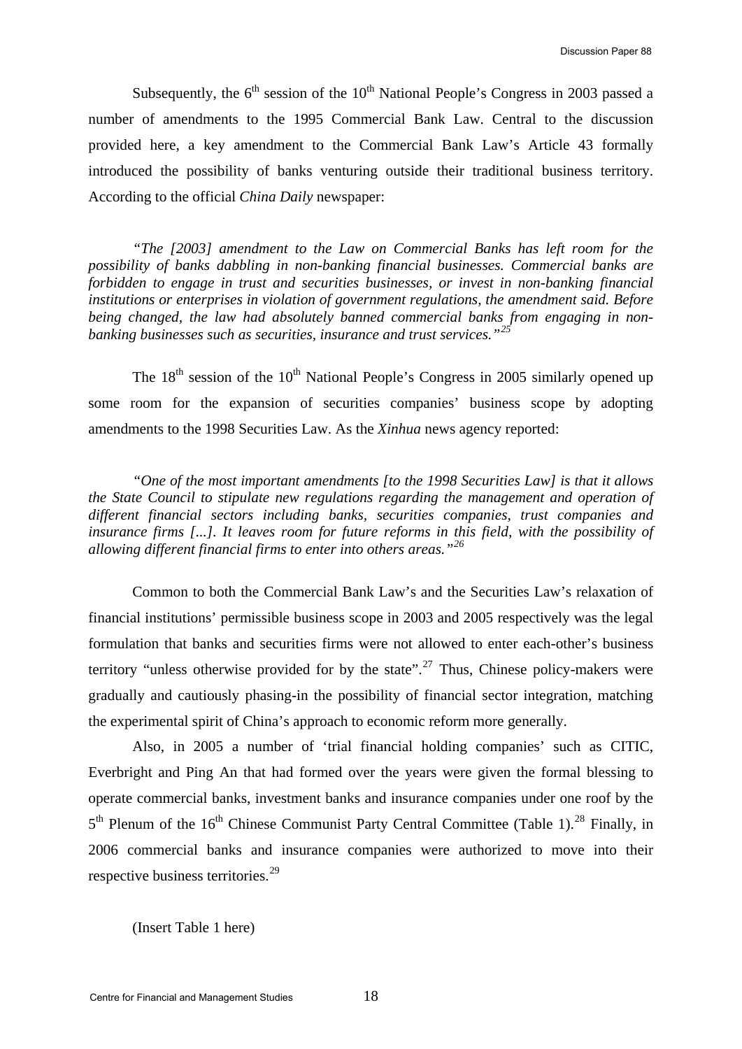Subsequently, the 6th session of the 10th National People's Congress in 2003 passed a number of amendments to the 1995 Commercial Bank Law. Central to the discussion provided here, a key amendment to the Commercial Bank Law's Article 43 formally introduced the possibility of banks venturing outside their traditional business territory. According to the official *China Daily* newspaper:

> *"The [2003] amendment to the Law on Commercial Banks has left room for the possibility of banks dabbling in non-banking financial businesses. Commercial banks are forbidden to engage in trust and securities businesses, or invest in non-banking financial institutions or enterprises in violation of government regulations, the amendment said. Before being changed, the law had absolutely banned commercial banks from engaging in non-banking businesses such as securities, insurance and trust services."*[25]

The 18th session of the 10th National People's Congress in 2005 similarly opened up some room for the expansion of securities companies' business scope by adopting amendments to the 1998 Securities Law. As the *Xinhua* news agency reported:

> *"One of the most important amendments [to the 1998 Securities Law] is that it allows the State Council to stipulate new regulations regarding the management and operation of different financial sectors including banks, securities companies, trust companies and insurance firms [...]. It leaves room for future reforms in this field, with the possibility of allowing different financial firms to enter into others areas."*[26]

Common to both the Commercial Bank Law's and the Securities Law's relaxation of financial institutions' permissible business scope in 2003 and 2005 respectively was the legal formulation that banks and securities firms were not allowed to enter each-other's business territory "unless otherwise provided for by the state".[27] Thus, Chinese policy-makers were gradually and cautiously phasing-in the possibility of financial sector integration, matching the experimental spirit of China's approach to economic reform more generally.

Also, in 2005 a number of 'trial financial holding companies' such as CITIC, Everbright and Ping An that had formed over the years were given the formal blessing to operate commercial banks, investment banks and insurance companies under one roof by the 5th Plenum of the 16th Chinese Communist Party Central Committee (Table 1).[28] Finally, in 2006 commercial banks and insurance companies were authorized to move into their respective business territories.[29]

(Insert Table 1 here)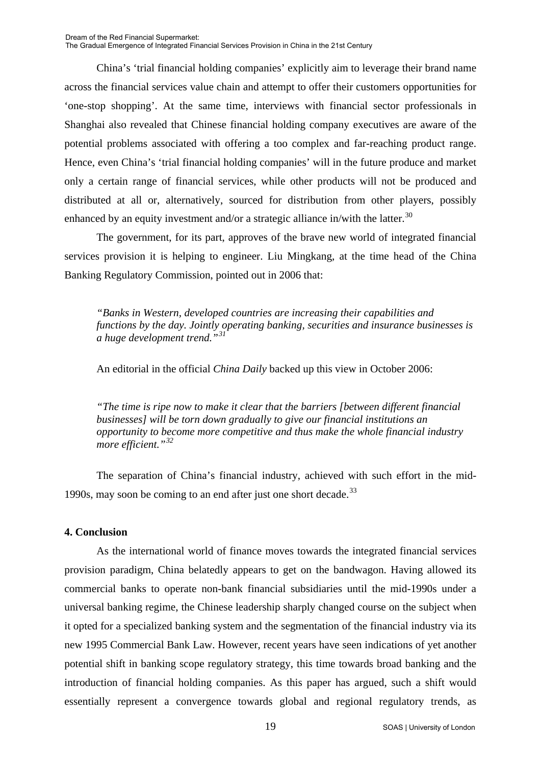China's 'trial financial holding companies' explicitly aim to leverage their brand name across the financial services value chain and attempt to offer their customers opportunities for 'one-stop shopping'. At the same time, interviews with financial sector professionals in Shanghai also revealed that Chinese financial holding company executives are aware of the potential problems associated with offering a too complex and far-reaching product range. Hence, even China's 'trial financial holding companies' will in the future produce and market only a certain range of financial services, while other products will not be produced and distributed at all or, alternatively, sourced for distribution from other players, possibly enhanced by an equity investment and/or a strategic alliance in/with the latter.[30]

The government, for its part, approves of the brave new world of integrated financial services provision it is helping to engineer. Liu Mingkang, at the time head of the China Banking Regulatory Commission, pointed out in 2006 that:

> *"Banks in Western, developed countries are increasing their capabilities and functions by the day. Jointly operating banking, securities and insurance businesses is a huge development trend."*[31]

An editorial in the official *China Daily* backed up this view in October 2006:

> *"The time is ripe now to make it clear that the barriers [between different financial businesses] will be torn down gradually to give our financial institutions an opportunity to become more competitive and thus make the whole financial industry more efficient."*[32]

The separation of China's financial industry, achieved with such effort in the mid-1990s, may soon be coming to an end after just one short decade.[33]

**4. Conclusion**

As the international world of finance moves towards the integrated financial services provision paradigm, China belatedly appears to get on the bandwagon. Having allowed its commercial banks to operate non-bank financial subsidiaries until the mid-1990s under a universal banking regime, the Chinese leadership sharply changed course on the subject when it opted for a specialized banking system and the segmentation of the financial industry via its new 1995 Commercial Bank Law. However, recent years have seen indications of yet another potential shift in banking scope regulatory strategy, this time towards broad banking and the introduction of financial holding companies. As this paper has argued, such a shift would essentially represent a convergence towards global and regional regulatory trends, as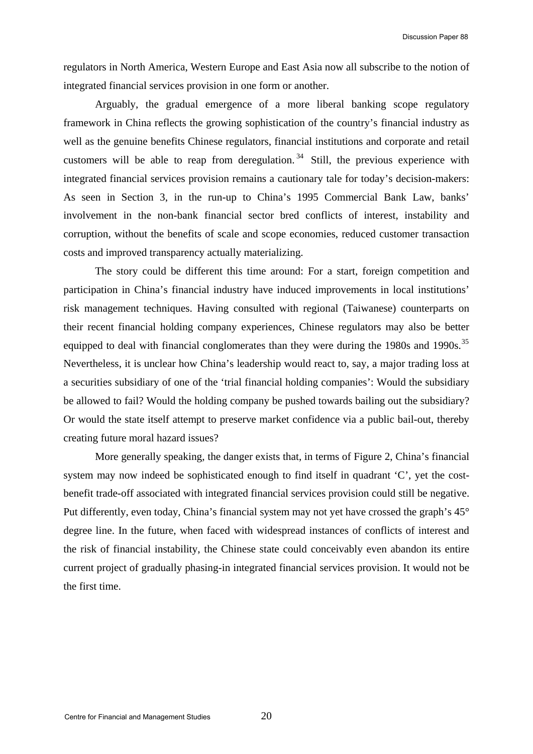regulators in North America, Western Europe and East Asia now all subscribe to the notion of integrated financial services provision in one form or another.

Arguably, the gradual emergence of a more liberal banking scope regulatory framework in China reflects the growing sophistication of the country's financial industry as well as the genuine benefits Chinese regulators, financial institutions and corporate and retail customers will be able to reap from deregulation.[34] Still, the previous experience with integrated financial services provision remains a cautionary tale for today's decision-makers: As seen in Section 3, in the run-up to China's 1995 Commercial Bank Law, banks' involvement in the non-bank financial sector bred conflicts of interest, instability and corruption, without the benefits of scale and scope economies, reduced customer transaction costs and improved transparency actually materializing.

The story could be different this time around: For a start, foreign competition and participation in China's financial industry have induced improvements in local institutions' risk management techniques. Having consulted with regional (Taiwanese) counterparts on their recent financial holding company experiences, Chinese regulators may also be better equipped to deal with financial conglomerates than they were during the 1980s and 1990s.[35] Nevertheless, it is unclear how China's leadership would react to, say, a major trading loss at a securities subsidiary of one of the 'trial financial holding companies': Would the subsidiary be allowed to fail? Would the holding company be pushed towards bailing out the subsidiary? Or would the state itself attempt to preserve market confidence via a public bail-out, thereby creating future moral hazard issues?

More generally speaking, the danger exists that, in terms of Figure 2, China's financial system may now indeed be sophisticated enough to find itself in quadrant 'C', yet the cost-benefit trade-off associated with integrated financial services provision could still be negative. Put differently, even today, China's financial system may not yet have crossed the graph's 45° degree line. In the future, when faced with widespread instances of conflicts of interest and the risk of financial instability, the Chinese state could conceivably even abandon its entire current project of gradually phasing-in integrated financial services provision. It would not be the first time.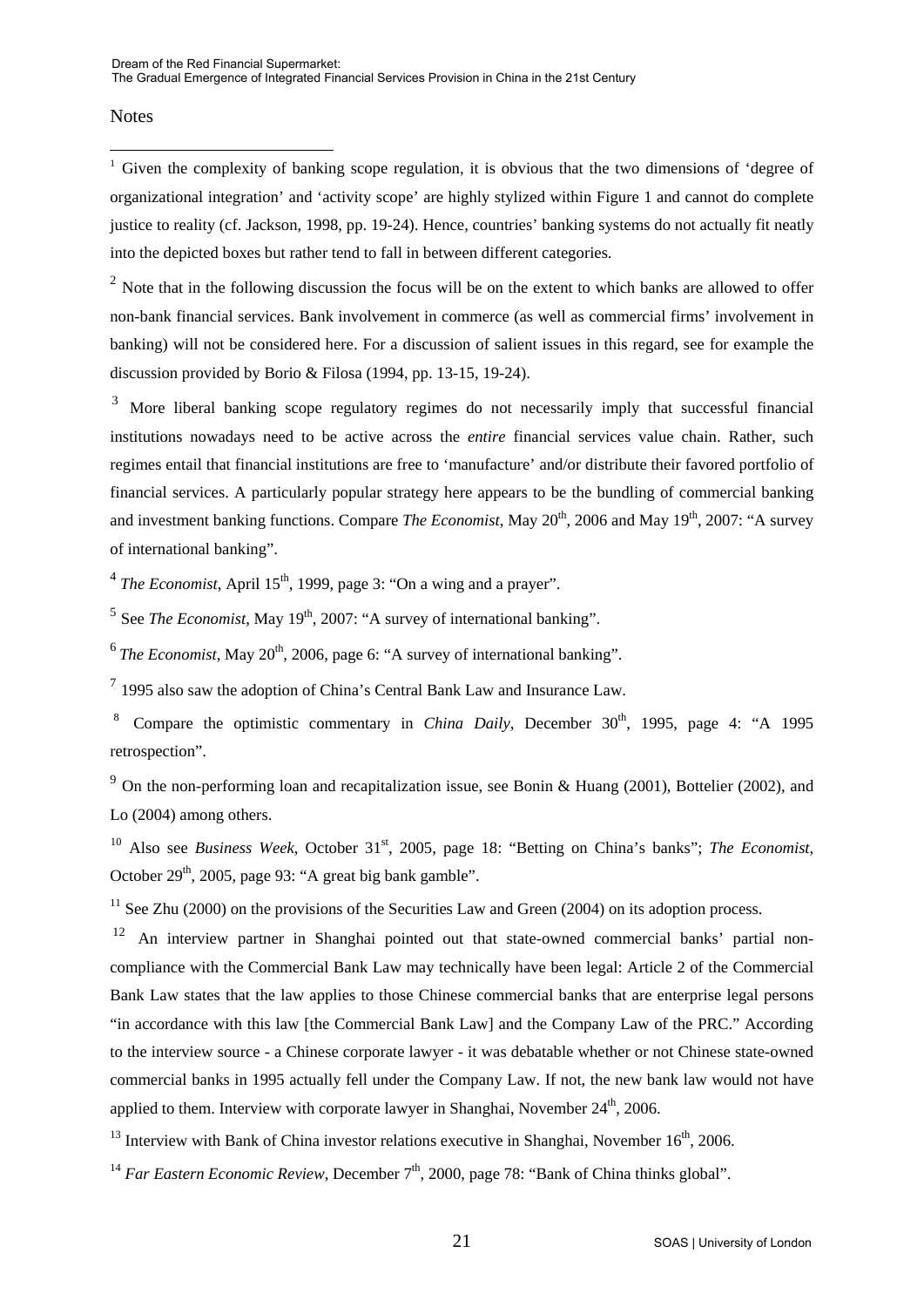Notes

[1] Given the complexity of banking scope regulation, it is obvious that the two dimensions of 'degree of organizational integration' and 'activity scope' are highly stylized within Figure 1 and cannot do complete justice to reality (cf. Jackson, 1998, pp. 19-24). Hence, countries' banking systems do not actually fit neatly into the depicted boxes but rather tend to fall in between different categories.

[2] Note that in the following discussion the focus will be on the extent to which banks are allowed to offer non-bank financial services. Bank involvement in commerce (as well as commercial firms' involvement in banking) will not be considered here. For a discussion of salient issues in this regard, see for example the discussion provided by Borio & Filosa (1994, pp. 13-15, 19-24).

[3] More liberal banking scope regulatory regimes do not necessarily imply that successful financial institutions nowadays need to be active across the *entire* financial services value chain. Rather, such regimes entail that financial institutions are free to 'manufacture' and/or distribute their favored portfolio of financial services. A particularly popular strategy here appears to be the bundling of commercial banking and investment banking functions. Compare *The Economist*, May 20th, 2006 and May 19th, 2007: "A survey of international banking".

[4] *The Economist*, April 15th, 1999, page 3: "On a wing and a prayer".

[5] See *The Economist*, May 19th, 2007: "A survey of international banking".

[6] *The Economist*, May 20th, 2006, page 6: "A survey of international banking".

[7] 1995 also saw the adoption of China's Central Bank Law and Insurance Law.

[8] Compare the optimistic commentary in *China Daily*, December 30th, 1995, page 4: "A 1995 retrospection".

[9] On the non-performing loan and recapitalization issue, see Bonin & Huang (2001), Bottelier (2002), and Lo (2004) among others.

[10] Also see *Business Week*, October 31st, 2005, page 18: "Betting on China's banks"; *The Economist*, October 29th, 2005, page 93: "A great big bank gamble".

[11] See Zhu (2000) on the provisions of the Securities Law and Green (2004) on its adoption process.

[12] An interview partner in Shanghai pointed out that state-owned commercial banks' partial non-compliance with the Commercial Bank Law may technically have been legal: Article 2 of the Commercial Bank Law states that the law applies to those Chinese commercial banks that are enterprise legal persons "in accordance with this law [the Commercial Bank Law] and the Company Law of the PRC." According to the interview source - a Chinese corporate lawyer - it was debatable whether or not Chinese state-owned commercial banks in 1995 actually fell under the Company Law. If not, the new bank law would not have applied to them. Interview with corporate lawyer in Shanghai, November 24th, 2006.

[13] Interview with Bank of China investor relations executive in Shanghai, November 16th, 2006.

[14] *Far Eastern Economic Review*, December 7th, 2000, page 78: "Bank of China thinks global".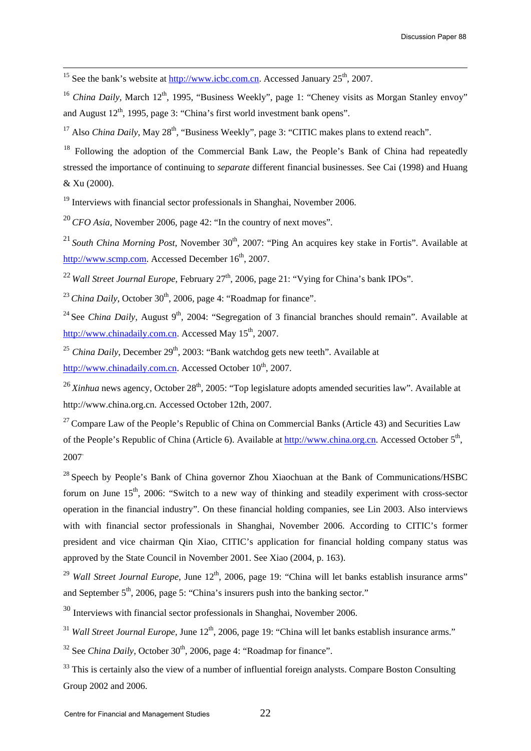[15] See the bank's website at http://www.icbc.com.cn. Accessed January 25th, 2007.

[16] *China Daily*, March 12th, 1995, "Business Weekly", page 1: "Cheney visits as Morgan Stanley envoy" and August 12th, 1995, page 3: "China's first world investment bank opens".

[17] Also *China Daily*, May 28th, "Business Weekly", page 3: "CITIC makes plans to extend reach".

[18] Following the adoption of the Commercial Bank Law, the People's Bank of China had repeatedly stressed the importance of continuing to *separate* different financial businesses. See Cai (1998) and Huang & Xu (2000).

[19] Interviews with financial sector professionals in Shanghai, November 2006.

[20] *CFO Asia*, November 2006, page 42: "In the country of next moves".

[21] *South China Morning Post*, November 30th, 2007: "Ping An acquires key stake in Fortis". Available at http://www.scmp.com. Accessed December 16th, 2007.

[22] *Wall Street Journal Europe*, February 27th, 2006, page 21: "Vying for China's bank IPOs".

[23] *China Daily*, October 30th, 2006, page 4: "Roadmap for finance".

[24] See *China Daily*, August 9th, 2004: "Segregation of 3 financial branches should remain". Available at http://www.chinadaily.com.cn. Accessed May 15th, 2007.

[25] *China Daily*, December 29th, 2003: "Bank watchdog gets new teeth". Available at http://www.chinadaily.com.cn. Accessed October 10th, 2007.

[26] *Xinhua* news agency, October 28th, 2005: "Top legislature adopts amended securities law". Available at http://www.china.org.cn. Accessed October 12th, 2007.

[27] Compare Law of the People's Republic of China on Commercial Banks (Article 43) and Securities Law of the People's Republic of China (Article 6). Available at http://www.china.org.cn. Accessed October 5th, 2007.

[28] Speech by People's Bank of China governor Zhou Xiaochuan at the Bank of Communications/HSBC forum on June 15th, 2006: "Switch to a new way of thinking and steadily experiment with cross-sector operation in the financial industry". On these financial holding companies, see Lin 2003. Also interviews with with financial sector professionals in Shanghai, November 2006. According to CITIC's former president and vice chairman Qin Xiao, CITIC's application for financial holding company status was approved by the State Council in November 2001. See Xiao (2004, p. 163).

[29] *Wall Street Journal Europe*, June 12th, 2006, page 19: "China will let banks establish insurance arms" and September 5th, 2006, page 5: "China's insurers push into the banking sector."

[30] Interviews with financial sector professionals in Shanghai, November 2006.

[31] *Wall Street Journal Europe*, June 12th, 2006, page 19: "China will let banks establish insurance arms."

[32] See *China Daily*, October 30th, 2006, page 4: "Roadmap for finance".

[33] This is certainly also the view of a number of influential foreign analysts. Compare Boston Consulting Group 2002 and 2006.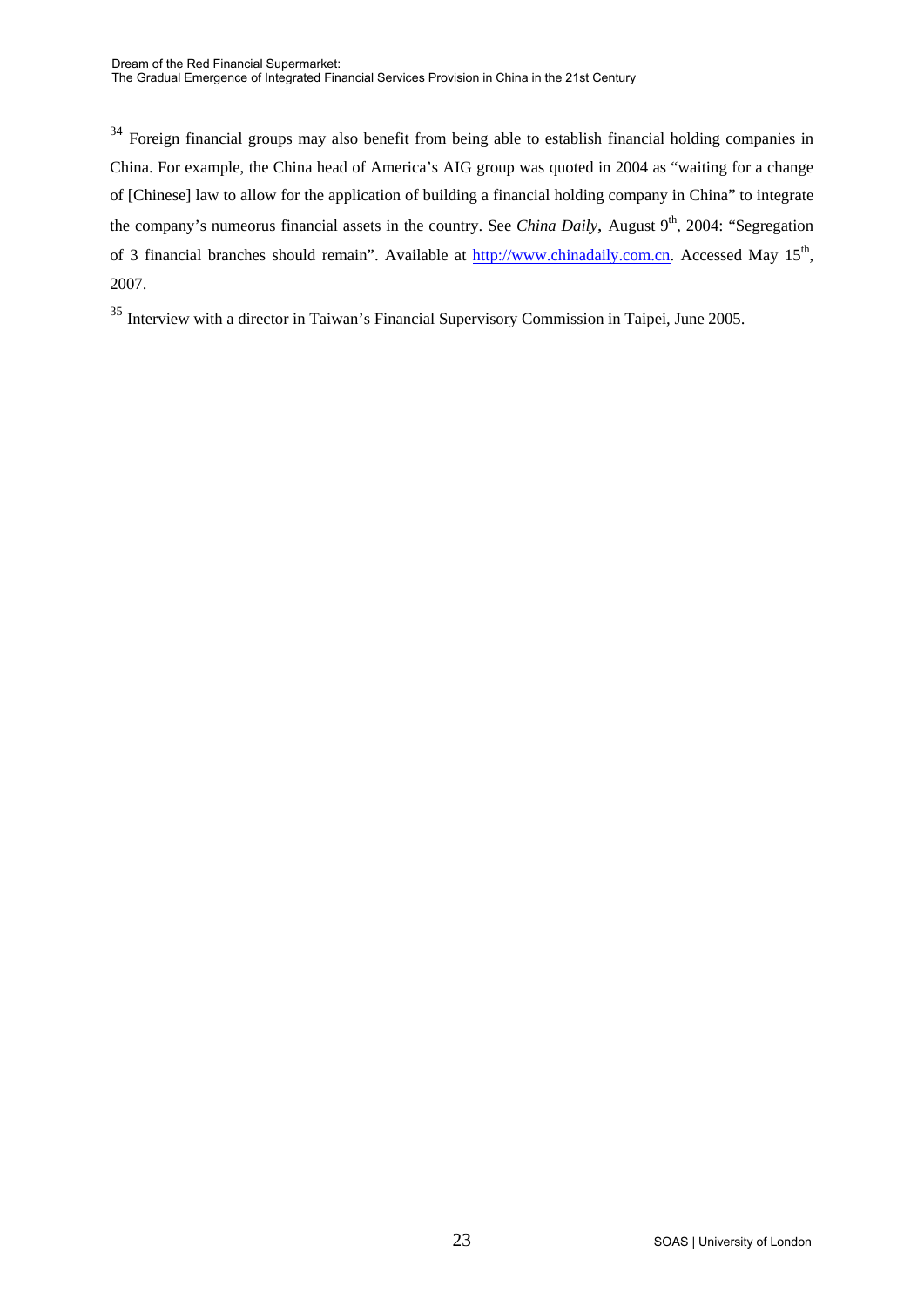[34] Foreign financial groups may also benefit from being able to establish financial holding companies in China. For example, the China head of America's AIG group was quoted in 2004 as "waiting for a change of [Chinese] law to allow for the application of building a financial holding company in China" to integrate the company's numeorus financial assets in the country. See *China Daily*, August 9th, 2004: "Segregation of 3 financial branches should remain". Available at http://www.chinadaily.com.cn. Accessed May 15th, 2007.

[35] Interview with a director in Taiwan's Financial Supervisory Commission in Taipei, June 2005.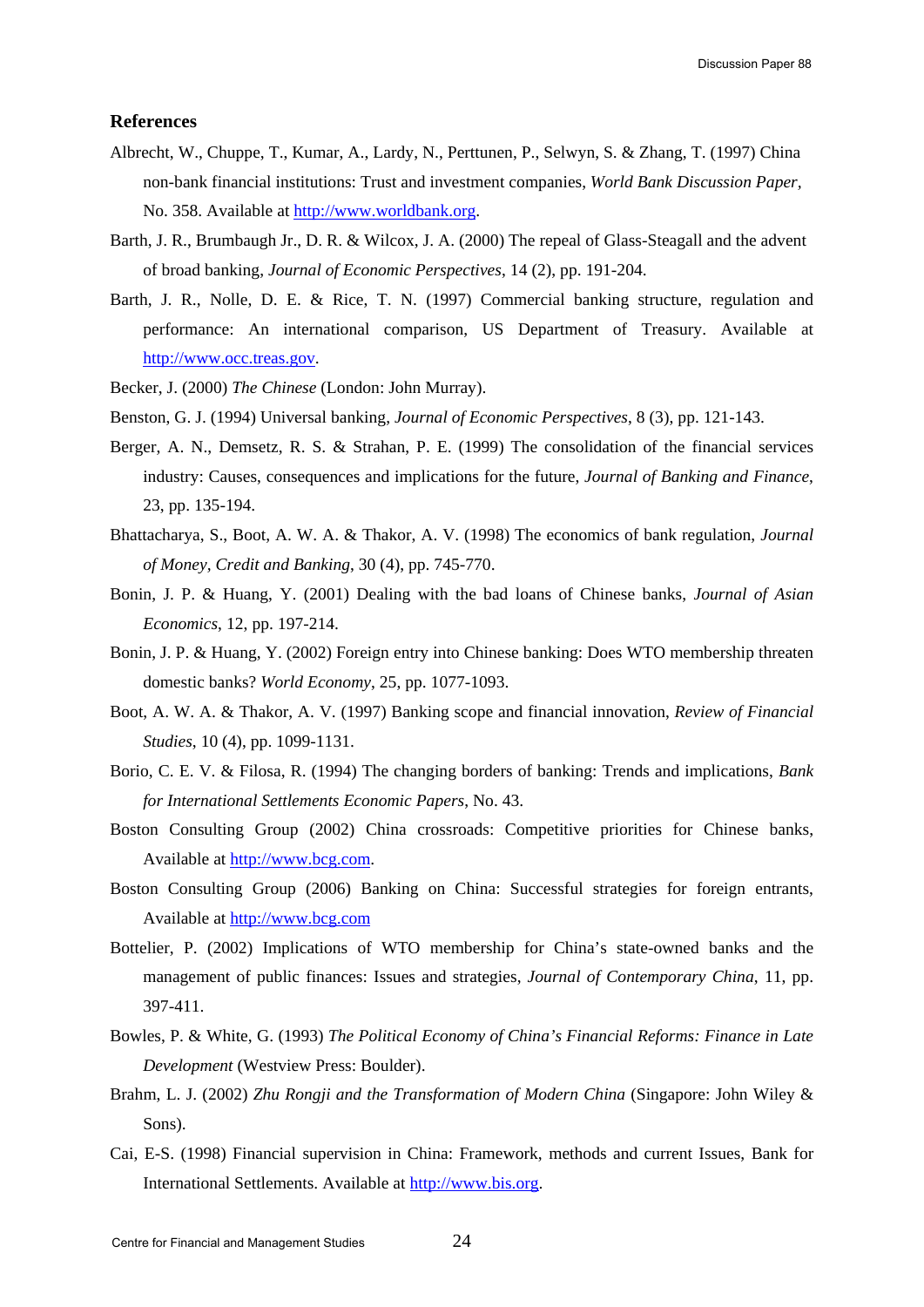## References

Albrecht, W., Chuppe, T., Kumar, A., Lardy, N., Perttunen, P., Selwyn, S. & Zhang, T. (1997) China non-bank financial institutions: Trust and investment companies, *World Bank Discussion Paper*, No. 358. Available at http://www.worldbank.org.

Barth, J. R., Brumbaugh Jr., D. R. & Wilcox, J. A. (2000) The repeal of Glass-Steagall and the advent of broad banking, *Journal of Economic Perspectives*, 14 (2), pp. 191-204.

Barth, J. R., Nolle, D. E. & Rice, T. N. (1997) Commercial banking structure, regulation and performance: An international comparison, US Department of Treasury. Available at http://www.occ.treas.gov.

Becker, J. (2000) *The Chinese* (London: John Murray).

Benston, G. J. (1994) Universal banking, *Journal of Economic Perspectives*, 8 (3), pp. 121-143.

Berger, A. N., Demsetz, R. S. & Strahan, P. E. (1999) The consolidation of the financial services industry: Causes, consequences and implications for the future, *Journal of Banking and Finance*, 23, pp. 135-194.

Bhattacharya, S., Boot, A. W. A. & Thakor, A. V. (1998) The economics of bank regulation, *Journal of Money, Credit and Banking*, 30 (4), pp. 745-770.

Bonin, J. P. & Huang, Y. (2001) Dealing with the bad loans of Chinese banks, *Journal of Asian Economics*, 12, pp. 197-214.

Bonin, J. P. & Huang, Y. (2002) Foreign entry into Chinese banking: Does WTO membership threaten domestic banks? *World Economy*, 25, pp. 1077-1093.

Boot, A. W. A. & Thakor, A. V. (1997) Banking scope and financial innovation, *Review of Financial Studies*, 10 (4), pp. 1099-1131.

Borio, C. E. V. & Filosa, R. (1994) The changing borders of banking: Trends and implications, *Bank for International Settlements Economic Papers*, No. 43.

Boston Consulting Group (2002) China crossroads: Competitive priorities for Chinese banks, Available at http://www.bcg.com.

Boston Consulting Group (2006) Banking on China: Successful strategies for foreign entrants, Available at http://www.bcg.com

Bottelier, P. (2002) Implications of WTO membership for China's state-owned banks and the management of public finances: Issues and strategies, *Journal of Contemporary China*, 11, pp. 397-411.

Bowles, P. & White, G. (1993) *The Political Economy of China's Financial Reforms: Finance in Late Development* (Westview Press: Boulder).

Brahm, L. J. (2002) *Zhu Rongji and the Transformation of Modern China* (Singapore: John Wiley & Sons).

Cai, E-S. (1998) Financial supervision in China: Framework, methods and current Issues, Bank for International Settlements. Available at http://www.bis.org.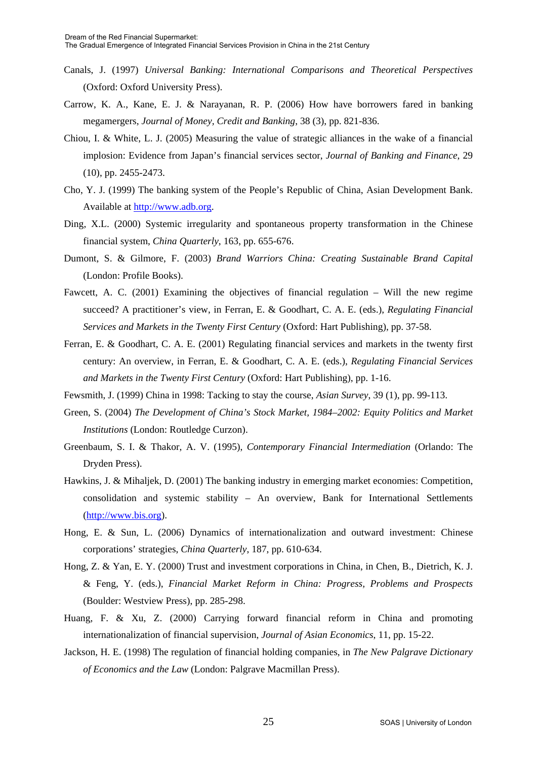Canals, J. (1997) *Universal Banking: International Comparisons and Theoretical Perspectives* (Oxford: Oxford University Press).

Carrow, K. A., Kane, E. J. & Narayanan, R. P. (2006) How have borrowers fared in banking megamergers, *Journal of Money, Credit and Banking*, 38 (3), pp. 821-836.

Chiou, I. & White, L. J. (2005) Measuring the value of strategic alliances in the wake of a financial implosion: Evidence from Japan's financial services sector, *Journal of Banking and Finance*, 29 (10), pp. 2455-2473.

Cho, Y. J. (1999) The banking system of the People's Republic of China, Asian Development Bank. Available at http://www.adb.org.

Ding, X.L. (2000) Systemic irregularity and spontaneous property transformation in the Chinese financial system, *China Quarterly*, 163, pp. 655-676.

Dumont, S. & Gilmore, F. (2003) *Brand Warriors China: Creating Sustainable Brand Capital* (London: Profile Books).

Fawcett, A. C. (2001) Examining the objectives of financial regulation – Will the new regime succeed? A practitioner's view, in Ferran, E. & Goodhart, C. A. E. (eds.), *Regulating Financial Services and Markets in the Twenty First Century* (Oxford: Hart Publishing), pp. 37-58.

Ferran, E. & Goodhart, C. A. E. (2001) Regulating financial services and markets in the twenty first century: An overview, in Ferran, E. & Goodhart, C. A. E. (eds.), *Regulating Financial Services and Markets in the Twenty First Century* (Oxford: Hart Publishing), pp. 1-16.

Fewsmith, J. (1999) China in 1998: Tacking to stay the course, *Asian Survey*, 39 (1), pp. 99-113.

Green, S. (2004) *The Development of China's Stock Market, 1984–2002: Equity Politics and Market Institutions* (London: Routledge Curzon).

Greenbaum, S. I. & Thakor, A. V. (1995), *Contemporary Financial Intermediation* (Orlando: The Dryden Press).

Hawkins, J. & Mihaljek, D. (2001) The banking industry in emerging market economies: Competition, consolidation and systemic stability – An overview, Bank for International Settlements (http://www.bis.org).

Hong, E. & Sun, L. (2006) Dynamics of internationalization and outward investment: Chinese corporations' strategies, *China Quarterly*, 187, pp. 610-634.

Hong, Z. & Yan, E. Y. (2000) Trust and investment corporations in China, in Chen, B., Dietrich, K. J. & Feng, Y. (eds.), *Financial Market Reform in China: Progress, Problems and Prospects* (Boulder: Westview Press), pp. 285-298.

Huang, F. & Xu, Z. (2000) Carrying forward financial reform in China and promoting internationalization of financial supervision, *Journal of Asian Economics*, 11, pp. 15-22.

Jackson, H. E. (1998) The regulation of financial holding companies, in *The New Palgrave Dictionary of Economics and the Law* (London: Palgrave Macmillan Press).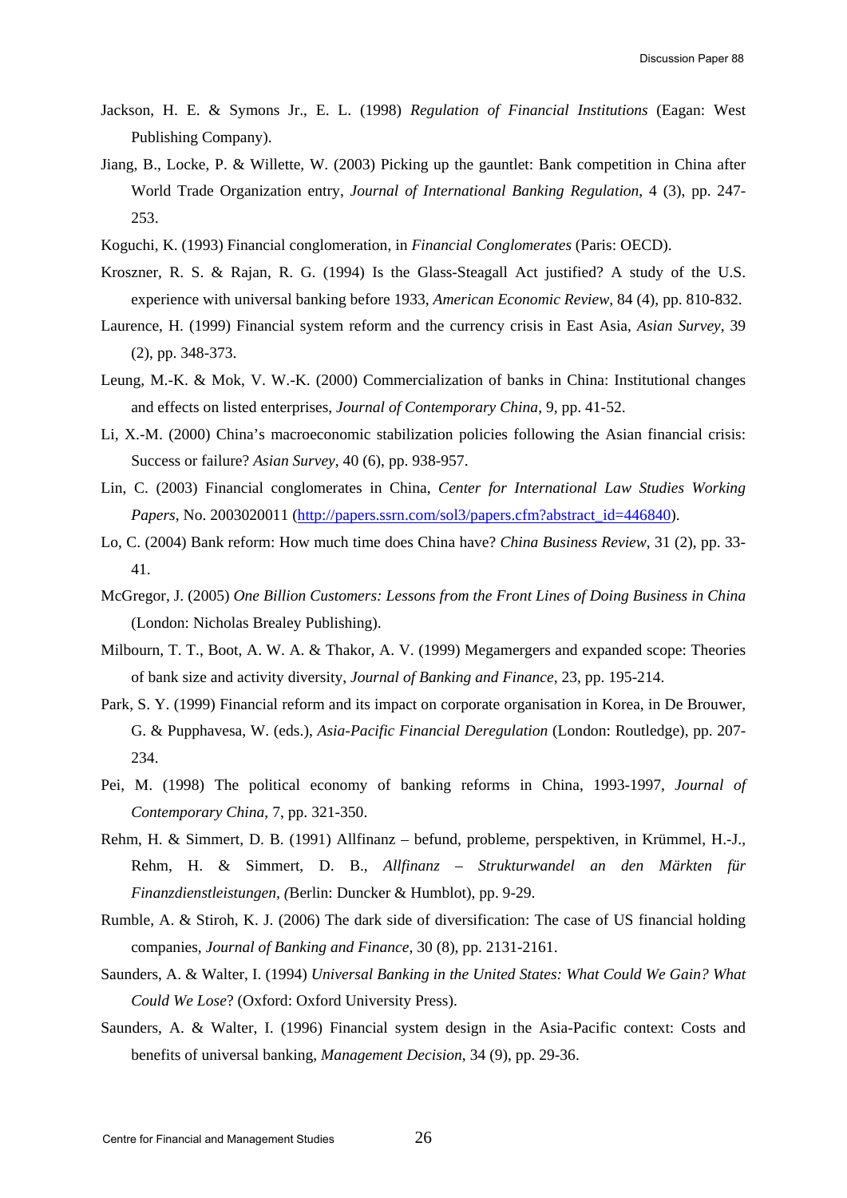Jackson, H. E. & Symons Jr., E. L. (1998) *Regulation of Financial Institutions* (Eagan: West Publishing Company).

Jiang, B., Locke, P. & Willette, W. (2003) Picking up the gauntlet: Bank competition in China after World Trade Organization entry, *Journal of International Banking Regulation*, 4 (3), pp. 247-253.

Koguchi, K. (1993) Financial conglomeration, in *Financial Conglomerates* (Paris: OECD).

Kroszner, R. S. & Rajan, R. G. (1994) Is the Glass-Steagall Act justified? A study of the U.S. experience with universal banking before 1933, *American Economic Review*, 84 (4), pp. 810-832.

Laurence, H. (1999) Financial system reform and the currency crisis in East Asia, *Asian Survey*, 39 (2), pp. 348-373.

Leung, M.-K. & Mok, V. W.-K. (2000) Commercialization of banks in China: Institutional changes and effects on listed enterprises, *Journal of Contemporary China*, 9, pp. 41-52.

Li, X.-M. (2000) China's macroeconomic stabilization policies following the Asian financial crisis: Success or failure? *Asian Survey*, 40 (6), pp. 938-957.

Lin, C. (2003) Financial conglomerates in China, *Center for International Law Studies Working Papers*, No. 2003020011 (http://papers.ssrn.com/sol3/papers.cfm?abstract_id=446840).

Lo, C. (2004) Bank reform: How much time does China have? *China Business Review*, 31 (2), pp. 33-41.

McGregor, J. (2005) *One Billion Customers: Lessons from the Front Lines of Doing Business in China* (London: Nicholas Brealey Publishing).

Milbourn, T. T., Boot, A. W. A. & Thakor, A. V. (1999) Megamergers and expanded scope: Theories of bank size and activity diversity, *Journal of Banking and Finance*, 23, pp. 195-214.

Park, S. Y. (1999) Financial reform and its impact on corporate organisation in Korea, in De Brouwer, G. & Pupphavesa, W. (eds.), *Asia-Pacific Financial Deregulation* (London: Routledge), pp. 207-234.

Pei, M. (1998) The political economy of banking reforms in China, 1993-1997, *Journal of Contemporary China*, 7, pp. 321-350.

Rehm, H. & Simmert, D. B. (1991) Allfinanz – befund, probleme, perspektiven, in Krümmel, H.-J., Rehm, H. & Simmert, D. B., *Allfinanz – Strukturwandel an den Märkten für Finanzdienstleistungen, (*Berlin: Duncker & Humblot), pp. 9-29.

Rumble, A. & Stiroh, K. J. (2006) The dark side of diversification: The case of US financial holding companies, *Journal of Banking and Finance*, 30 (8), pp. 2131-2161.

Saunders, A. & Walter, I. (1994) *Universal Banking in the United States: What Could We Gain? What Could We Lose*? (Oxford: Oxford University Press).

Saunders, A. & Walter, I. (1996) Financial system design in the Asia-Pacific context: Costs and benefits of universal banking, *Management Decision*, 34 (9), pp. 29-36.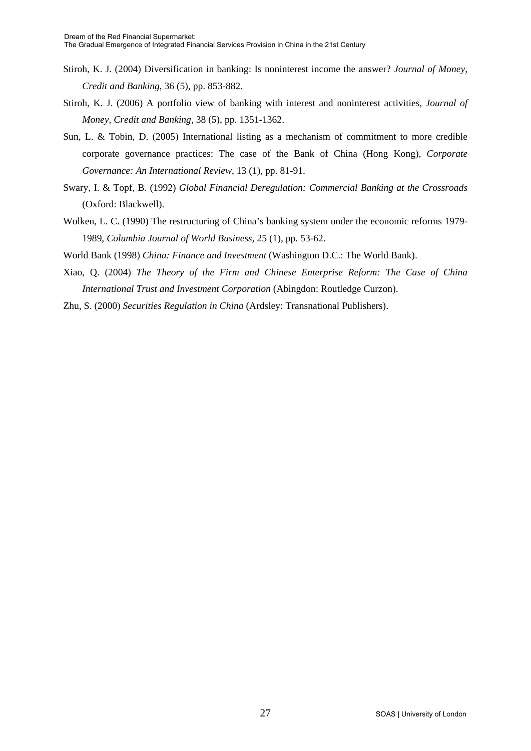Stiroh, K. J. (2004) Diversification in banking: Is noninterest income the answer? *Journal of Money, Credit and Banking*, 36 (5), pp. 853-882.

Stiroh, K. J. (2006) A portfolio view of banking with interest and noninterest activities, *Journal of Money, Credit and Banking*, 38 (5), pp. 1351-1362.

Sun, L. & Tobin, D. (2005) International listing as a mechanism of commitment to more credible corporate governance practices: The case of the Bank of China (Hong Kong), *Corporate Governance: An International Review*, 13 (1), pp. 81-91.

Swary, I. & Topf, B. (1992) *Global Financial Deregulation: Commercial Banking at the Crossroads* (Oxford: Blackwell).

Wolken, L. C. (1990) The restructuring of China's banking system under the economic reforms 1979-1989, *Columbia Journal of World Business*, 25 (1), pp. 53-62.

World Bank (1998) *China: Finance and Investment* (Washington D.C.: The World Bank).

Xiao, Q. (2004) *The Theory of the Firm and Chinese Enterprise Reform: The Case of China International Trust and Investment Corporation* (Abingdon: Routledge Curzon).

Zhu, S. (2000) *Securities Regulation in China* (Ardsley: Transnational Publishers).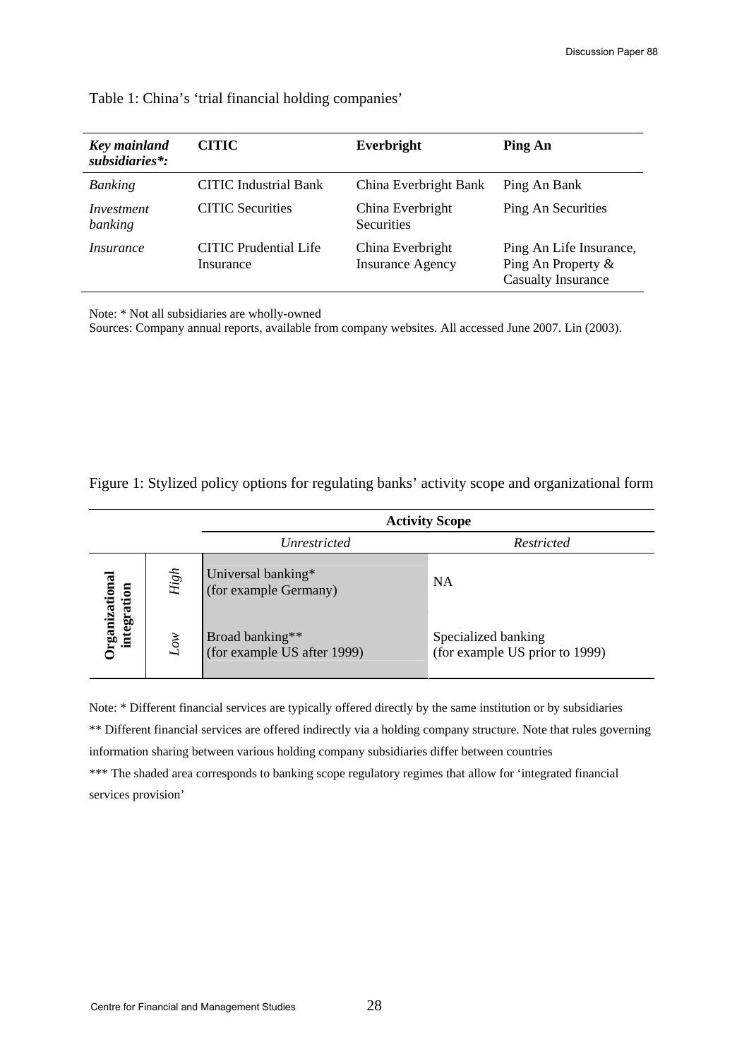Table 1: China's 'trial financial holding companies'

| *Key mainland subsidiaries*:* | **CITIC** | **Everbright** | **Ping An** |
|---|---|---|---|
| *Banking* | CITIC Industrial Bank | China Everbright Bank | Ping An Bank |
| *Investment banking* | CITIC Securities | China Everbright Securities | Ping An Securities |
| *Insurance* | CITIC Prudential Life Insurance | China Everbright Insurance Agency | Ping An Life Insurance, Ping An Property & Casualty Insurance |

Note: * Not all subsidiaries are wholly-owned

Sources: Company annual reports, available from company websites. All accessed June 2007. Lin (2003).

Figure 1: Stylized policy options for regulating banks' activity scope and organizational form

| | | **Activity Scope** | |
|---|---|---|---|
| | | *Unrestricted* | *Restricted* |
| **Organizational integration** | *High* | Universal banking* (for example Germany) | NA |
| | *Low* | Broad banking** (for example US after 1999) | Specialized banking (for example US prior to 1999) |

Note: * Different financial services are typically offered directly by the same institution or by subsidiaries

** Different financial services are offered indirectly via a holding company structure. Note that rules governing information sharing between various holding company subsidiaries differ between countries

*** The shaded area corresponds to banking scope regulatory regimes that allow for 'integrated financial services provision'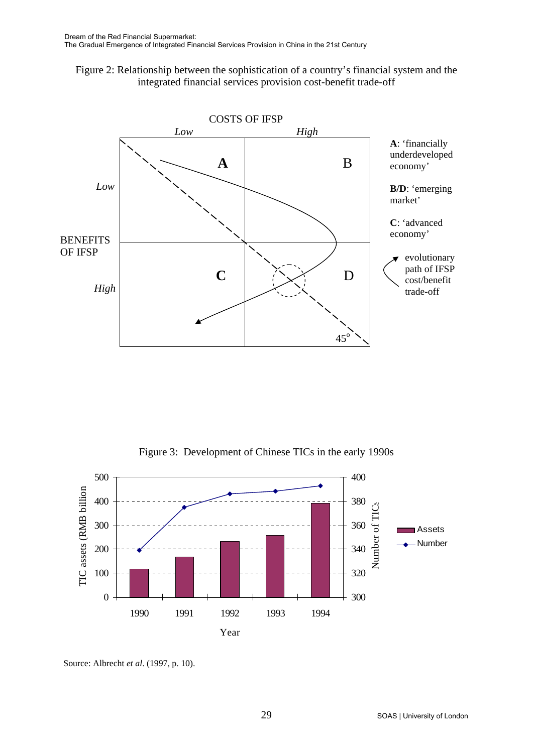Figure 2: Relationship between the sophistication of a country's financial system and the integrated financial services provision cost-benefit trade-off

COSTS OF IFSP

*Low*

*High*

BENEFITS OF IFSP

*Low*

*High*

**A**

B

**C**

D

45°

**A**: 'financially underdeveloped economy'

**B/D**: 'emerging market'

**C**: 'advanced economy'

evolutionary path of IFSP cost/benefit trade-off

Figure 3: Development of Chinese TICs in the early 1990s

TIC assets (RMB billion)

0

100

200

300

400

500

Number of TICs

300

320

340

360

380

400

1990

1991

1992

1993

1994

Year

Assets

Number

Source: Albrecht *et al*. (1997, p. 10).